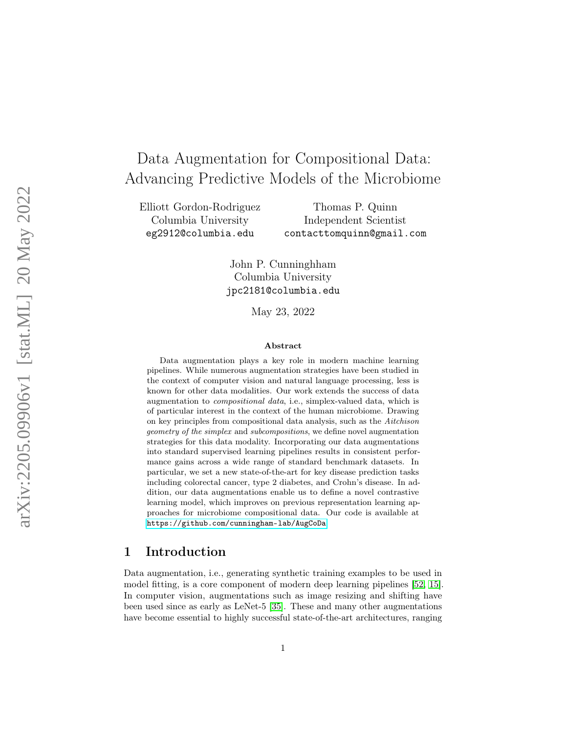# Data Augmentation for Compositional Data: Advancing Predictive Models of the Microbiome

Elliott Gordon-Rodriguez
Columbia University
eg2912@columbia.edu

Thomas P. Quinn
Independent Scientist
contacttomquinn@gmail.com

John P. Cunninghham
Columbia University
jpc2181@columbia.edu

May 23, 2022

### Abstract

Data augmentation plays a key role in modern machine learning pipelines. While numerous augmentation strategies have been studied in the context of computer vision and natural language processing, less is known for other data modalities. Our work extends the success of data augmentation to *compositional data*, i.e., simplex-valued data, which is of particular interest in the context of the human microbiome. Drawing on key principles from compositional data analysis, such as the *Aitchison geometry of the simplex* and *subcompositions*, we define novel augmentation strategies for this data modality. Incorporating our data augmentations into standard supervised learning pipelines results in consistent performance gains across a wide range of standard benchmark datasets. In particular, we set a new state-of-the-art for key disease prediction tasks including colorectal cancer, type 2 diabetes, and Crohn's disease. In addition, our data augmentations enable us to define a novel contrastive learning model, which improves on previous representation learning approaches for microbiome compositional data. Our code is available at https://github.com/cunningham-lab/AugCoDa

## 1 Introduction

Data augmentation, i.e., generating synthetic training examples to be used in model fitting, is a core component of modern deep learning pipelines [52, 15]. In computer vision, augmentations such as image resizing and shifting have been used since as early as LeNet-5 [35]. These and many other augmentations have become essential to highly successful state-of-the-art architectures, ranging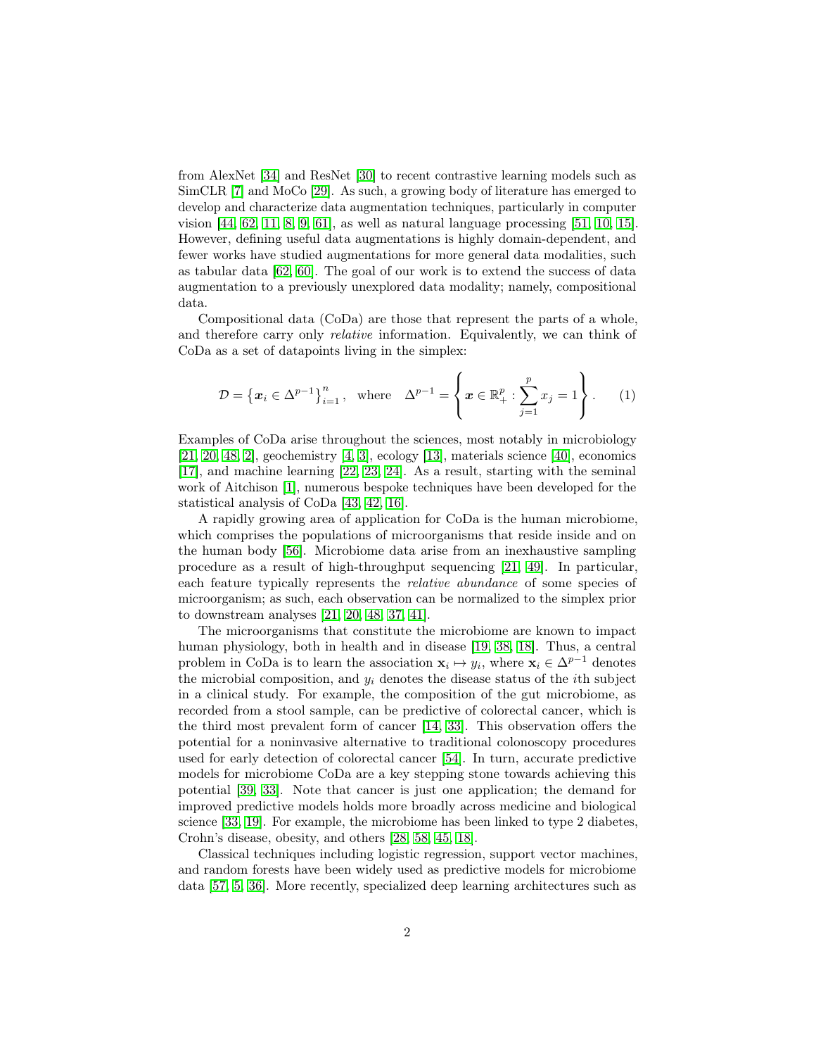from AlexNet [34] and ResNet [30] to recent contrastive learning models such as SimCLR [7] and MoCo [29]. As such, a growing body of literature has emerged to develop and characterize data augmentation techniques, particularly in computer vision [44, 62, 11, 8, 9, 61], as well as natural language processing [51, 10, 15]. However, defining useful data augmentations is highly domain-dependent, and fewer works have studied augmentations for more general data modalities, such as tabular data [62, 60]. The goal of our work is to extend the success of data augmentation to a previously unexplored data modality; namely, compositional data.

Compositional data (CoDa) are those that represent the parts of a whole, and therefore carry only *relative* information. Equivalently, we can think of CoDa as a set of datapoints living in the simplex:

$$\mathcal{D} = \left\{ \boldsymbol{x}_i \in \Delta^{p-1} \right\}_{i=1}^{n}, \quad \text{where} \quad \Delta^{p-1} = \left\{ \boldsymbol{x} \in \mathbb{R}_+^p : \sum_{j=1}^{p} x_j = 1 \right\}. \tag{1}$$

Examples of CoDa arise throughout the sciences, most notably in microbiology [21, 20, 48, 2], geochemistry [4, 3], ecology [13], materials science [40], economics [17], and machine learning [22, 23, 24]. As a result, starting with the seminal work of Aitchison [1], numerous bespoke techniques have been developed for the statistical analysis of CoDa [43, 42, 16].

A rapidly growing area of application for CoDa is the human microbiome, which comprises the populations of microorganisms that reside inside and on the human body [56]. Microbiome data arise from an inexhaustive sampling procedure as a result of high-throughput sequencing [21, 49]. In particular, each feature typically represents the *relative abundance* of some species of microorganism; as such, each observation can be normalized to the simplex prior to downstream analyses [21, 20, 48, 37, 41].

The microorganisms that constitute the microbiome are known to impact human physiology, both in health and in disease [19, 38, 18]. Thus, a central problem in CoDa is to learn the association $\mathbf{x}_i \mapsto y_i$, where $\mathbf{x}_i \in \Delta^{p-1}$ denotes the microbial composition, and $y_i$ denotes the disease status of the $i$th subject in a clinical study. For example, the composition of the gut microbiome, as recorded from a stool sample, can be predictive of colorectal cancer, which is the third most prevalent form of cancer [14, 33]. This observation offers the potential for a noninvasive alternative to traditional colonoscopy procedures used for early detection of colorectal cancer [54]. In turn, accurate predictive models for microbiome CoDa are a key stepping stone towards achieving this potential [39, 33]. Note that cancer is just one application; the demand for improved predictive models holds more broadly across medicine and biological science [33, 19]. For example, the microbiome has been linked to type 2 diabetes, Crohn's disease, obesity, and others [28, 58, 45, 18].

Classical techniques including logistic regression, support vector machines, and random forests have been widely used as predictive models for microbiome data [57, 5, 36]. More recently, specialized deep learning architectures such as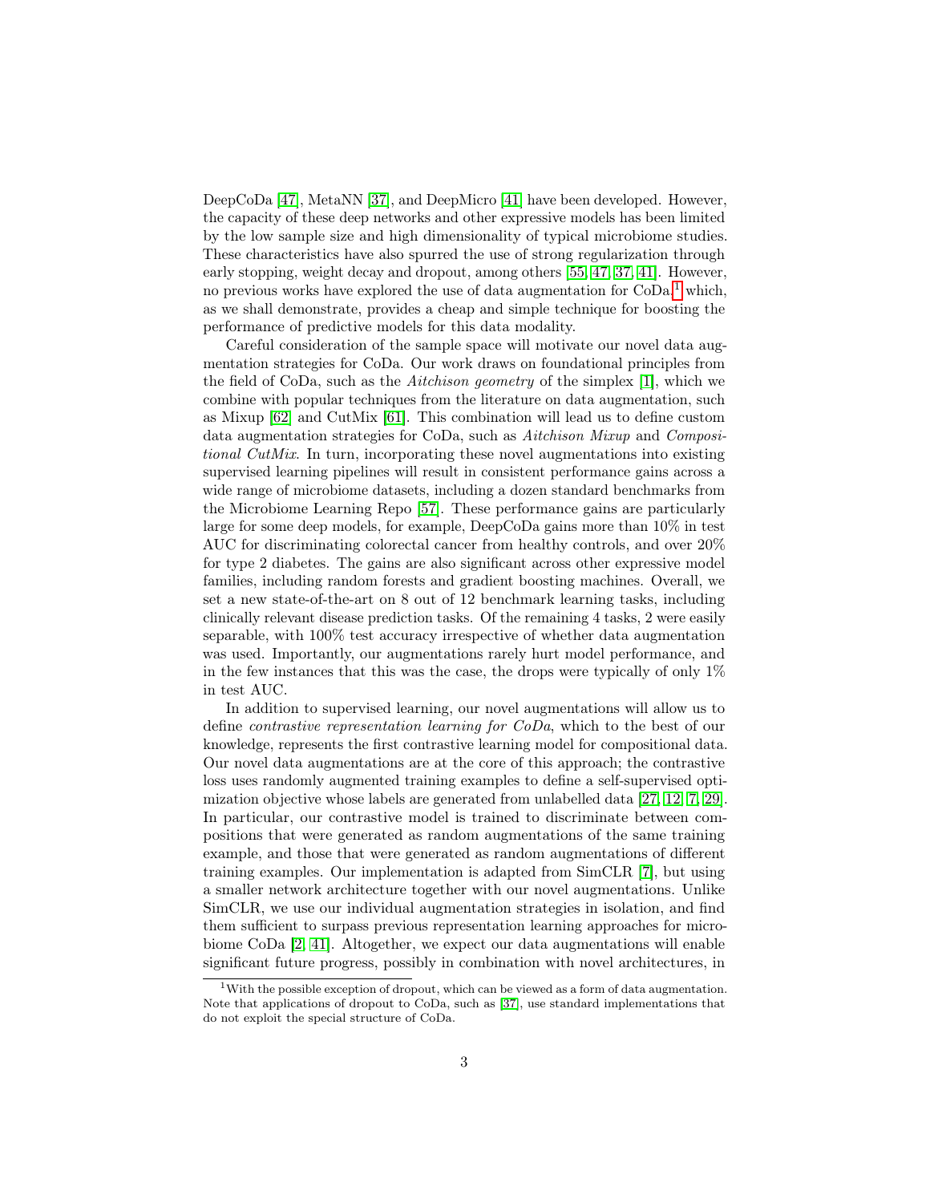DeepCoDa [47], MetaNN [37], and DeepMicro [41] have been developed. However, the capacity of these deep networks and other expressive models has been limited by the low sample size and high dimensionality of typical microbiome studies. These characteristics have also spurred the use of strong regularization through early stopping, weight decay and dropout, among others [55, 47, 37, 41]. However, no previous works have explored the use of data augmentation for CoDa,[1] which, as we shall demonstrate, provides a cheap and simple technique for boosting the performance of predictive models for this data modality.

Careful consideration of the sample space will motivate our novel data augmentation strategies for CoDa. Our work draws on foundational principles from the field of CoDa, such as the *Aitchison geometry* of the simplex [1], which we combine with popular techniques from the literature on data augmentation, such as Mixup [62] and CutMix [61]. This combination will lead us to define custom data augmentation strategies for CoDa, such as *Aitchison Mixup* and *Compositional CutMix*. In turn, incorporating these novel augmentations into existing supervised learning pipelines will result in consistent performance gains across a wide range of microbiome datasets, including a dozen standard benchmarks from the Microbiome Learning Repo [57]. These performance gains are particularly large for some deep models, for example, DeepCoDa gains more than 10% in test AUC for discriminating colorectal cancer from healthy controls, and over 20% for type 2 diabetes. The gains are also significant across other expressive model families, including random forests and gradient boosting machines. Overall, we set a new state-of-the-art on 8 out of 12 benchmark learning tasks, including clinically relevant disease prediction tasks. Of the remaining 4 tasks, 2 were easily separable, with 100% test accuracy irrespective of whether data augmentation was used. Importantly, our augmentations rarely hurt model performance, and in the few instances that this was the case, the drops were typically of only 1% in test AUC.

In addition to supervised learning, our novel augmentations will allow us to define *contrastive representation learning for CoDa*, which to the best of our knowledge, represents the first contrastive learning model for compositional data. Our novel data augmentations are at the core of this approach; the contrastive loss uses randomly augmented training examples to define a self-supervised optimization objective whose labels are generated from unlabelled data [27, 12, 7, 29]. In particular, our contrastive model is trained to discriminate between compositions that were generated as random augmentations of the same training example, and those that were generated as random augmentations of different training examples. Our implementation is adapted from SimCLR [7], but using a smaller network architecture together with our novel augmentations. Unlike SimCLR, we use our individual augmentation strategies in isolation, and find them sufficient to surpass previous representation learning approaches for microbiome CoDa [2, 41]. Altogether, we expect our data augmentations will enable significant future progress, possibly in combination with novel architectures, in

[1] With the possible exception of dropout, which can be viewed as a form of data augmentation. Note that applications of dropout to CoDa, such as [37], use standard implementations that do not exploit the special structure of CoDa.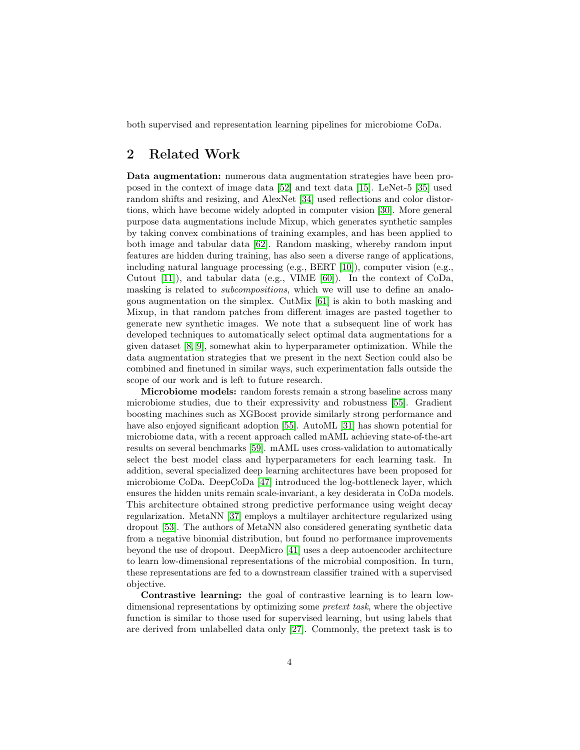both supervised and representation learning pipelines for microbiome CoDa.

## 2 Related Work

**Data augmentation:** numerous data augmentation strategies have been proposed in the context of image data [52] and text data [15]. LeNet-5 [35] used random shifts and resizing, and AlexNet [34] used reflections and color distortions, which have become widely adopted in computer vision [30]. More general purpose data augmentations include Mixup, which generates synthetic samples by taking convex combinations of training examples, and has been applied to both image and tabular data [62]. Random masking, whereby random input features are hidden during training, has also seen a diverse range of applications, including natural language processing (e.g., BERT [10]), computer vision (e.g., Cutout [11]), and tabular data (e.g., VIME [60]). In the context of CoDa, masking is related to *subcompositions*, which we will use to define an analogous augmentation on the simplex. CutMix [61] is akin to both masking and Mixup, in that random patches from different images are pasted together to generate new synthetic images. We note that a subsequent line of work has developed techniques to automatically select optimal data augmentations for a given dataset [8, 9], somewhat akin to hyperparameter optimization. While the data augmentation strategies that we present in the next Section could also be combined and finetuned in similar ways, such experimentation falls outside the scope of our work and is left to future research.

**Microbiome models:** random forests remain a strong baseline across many microbiome studies, due to their expressivity and robustness [55]. Gradient boosting machines such as XGBoost provide similarly strong performance and have also enjoyed significant adoption [55]. AutoML [31] has shown potential for microbiome data, with a recent approach called mAML achieving state-of-the-art results on several benchmarks [59]. mAML uses cross-validation to automatically select the best model class and hyperparameters for each learning task. In addition, several specialized deep learning architectures have been proposed for microbiome CoDa. DeepCoDa [47] introduced the log-bottleneck layer, which ensures the hidden units remain scale-invariant, a key desiderata in CoDa models. This architecture obtained strong predictive performance using weight decay regularization. MetaNN [37] employs a multilayer architecture regularized using dropout [53]. The authors of MetaNN also considered generating synthetic data from a negative binomial distribution, but found no performance improvements beyond the use of dropout. DeepMicro [41] uses a deep autoencoder architecture to learn low-dimensional representations of the microbial composition. In turn, these representations are fed to a downstream classifier trained with a supervised objective.

**Contrastive learning:** the goal of contrastive learning is to learn low-dimensional representations by optimizing some *pretext task*, where the objective function is similar to those used for supervised learning, but using labels that are derived from unlabelled data only [27]. Commonly, the pretext task is to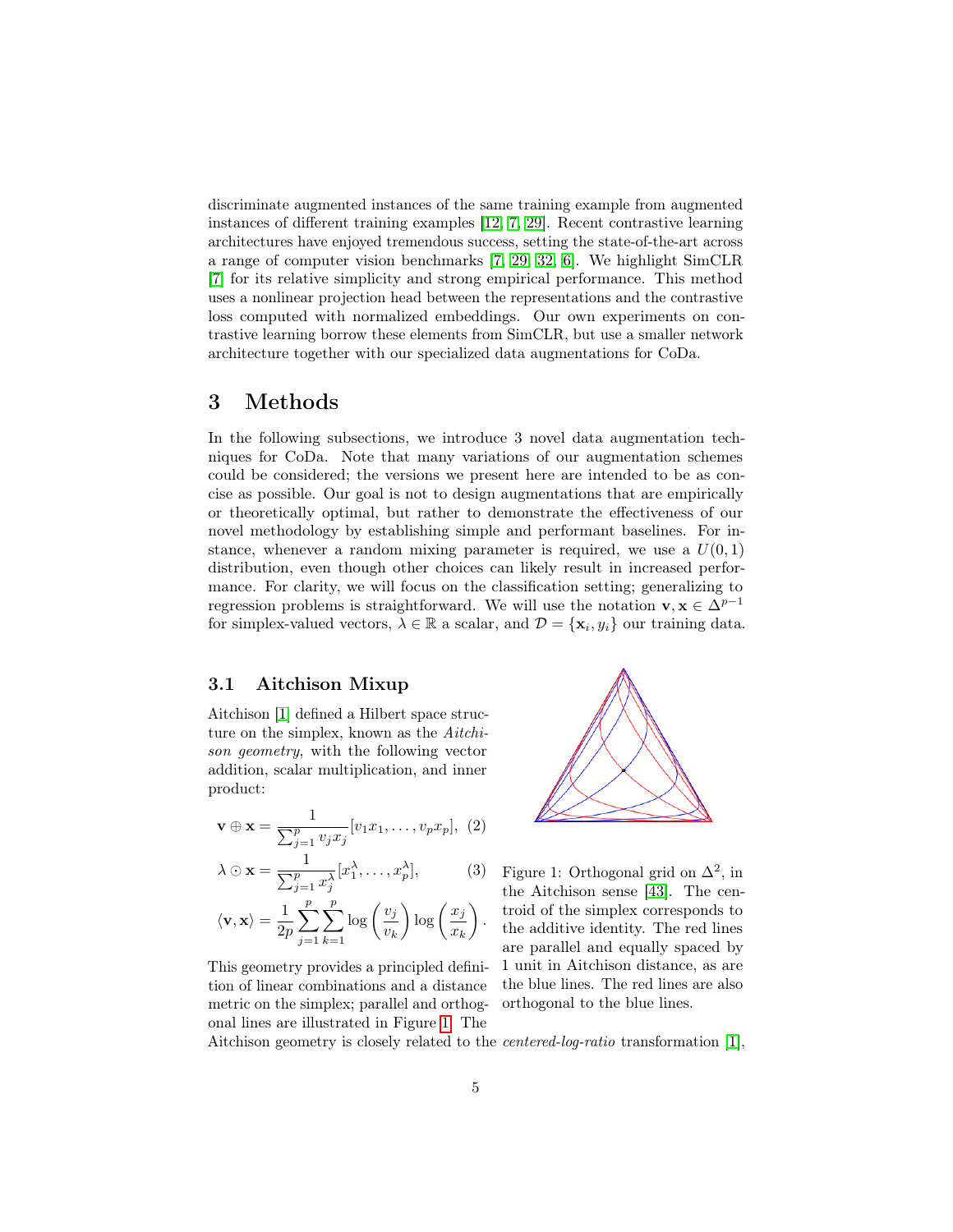discriminate augmented instances of the same training example from augmented instances of different training examples [12, 7, 29]. Recent contrastive learning architectures have enjoyed tremendous success, setting the state-of-the-art across a range of computer vision benchmarks [7, 29, 32, 6]. We highlight SimCLR [7] for its relative simplicity and strong empirical performance. This method uses a nonlinear projection head between the representations and the contrastive loss computed with normalized embeddings. Our own experiments on contrastive learning borrow these elements from SimCLR, but use a smaller network architecture together with our specialized data augmentations for CoDa.

# 3 Methods

In the following subsections, we introduce 3 novel data augmentation techniques for CoDa. Note that many variations of our augmentation schemes could be considered; the versions we present here are intended to be as concise as possible. Our goal is not to design augmentations that are empirically or theoretically optimal, but rather to demonstrate the effectiveness of our novel methodology by establishing simple and performant baselines. For instance, whenever a random mixing parameter is required, we use a $U(0, 1)$ distribution, even though other choices can likely result in increased performance. For clarity, we will focus on the classification setting; generalizing to regression problems is straightforward. We will use the notation $\mathbf{v}, \mathbf{x} \in \Delta^{p-1}$ for simplex-valued vectors, $\lambda \in \mathbb{R}$ a scalar, and $\mathcal{D} = \{\mathbf{x}_i, y_i\}$ our training data.

## 3.1 Aitchison Mixup

Aitchison [1] defined a Hilbert space structure on the simplex, known as the *Aitchison geometry*, with the following vector addition, scalar multiplication, and inner product:

$$\mathbf{v} \oplus \mathbf{x} = \frac{1}{\sum_{j=1}^{p} v_j x_j}[v_1 x_1, \ldots, v_p x_p], \quad (2)$$

$$\lambda \odot \mathbf{x} = \frac{1}{\sum_{j=1}^{p} x_j^{\lambda}}[x_1^{\lambda}, \ldots, x_p^{\lambda}], \quad (3)$$

$$\langle \mathbf{v}, \mathbf{x} \rangle = \frac{1}{2p} \sum_{j=1}^{p} \sum_{k=1}^{p} \log\left(\frac{v_j}{v_k}\right) \log\left(\frac{x_j}{x_k}\right).$$

Figure 1: Orthogonal grid on $\Delta^2$, in the Aitchison sense [43]. The centroid of the simplex corresponds to the additive identity. The red lines are parallel and equally spaced by 1 unit in Aitchison distance, as are the blue lines. The red lines are also orthogonal to the blue lines.

This geometry provides a principled definition of linear combinations and a distance metric on the simplex; parallel and orthogonal lines are illustrated in Figure 1. The Aitchison geometry is closely related to the *centered-log-ratio* transformation [1],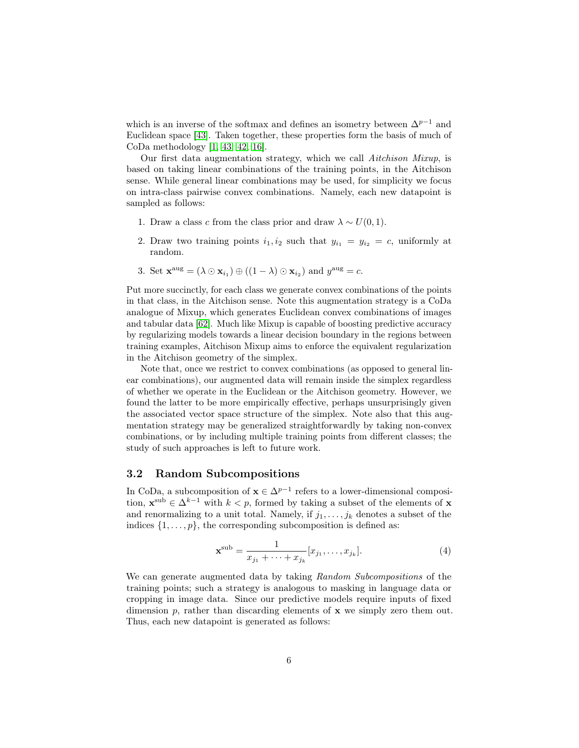which is an inverse of the softmax and defines an isometry between $\Delta^{p-1}$ and Euclidean space [43]. Taken together, these properties form the basis of much of CoDa methodology [1, 43, 42, 16].

Our first data augmentation strategy, which we call *Aitchison Mixup*, is based on taking linear combinations of the training points, in the Aitchison sense. While general linear combinations may be used, for simplicity we focus on intra-class pairwise convex combinations. Namely, each new datapoint is sampled as follows:

1. Draw a class $c$ from the class prior and draw $\lambda \sim U(0, 1)$.
2. Draw two training points $i_1, i_2$ such that $y_{i_1} = y_{i_2} = c$, uniformly at random.
3. Set $\mathbf{x}^{\text{aug}} = (\lambda \odot \mathbf{x}_{i_1}) \oplus ((1 - \lambda) \odot \mathbf{x}_{i_2})$ and $y^{\text{aug}} = c$.

Put more succinctly, for each class we generate convex combinations of the points in that class, in the Aitchison sense. Note this augmentation strategy is a CoDa analogue of Mixup, which generates Euclidean convex combinations of images and tabular data [62]. Much like Mixup is capable of boosting predictive accuracy by regularizing models towards a linear decision boundary in the regions between training examples, Aitchison Mixup aims to enforce the equivalent regularization in the Aitchison geometry of the simplex.

Note that, once we restrict to convex combinations (as opposed to general linear combinations), our augmented data will remain inside the simplex regardless of whether we operate in the Euclidean or the Aitchison geometry. However, we found the latter to be more empirically effective, perhaps unsurprisingly given the associated vector space structure of the simplex. Note also that this augmentation strategy may be generalized straightforwardly by taking non-convex combinations, or by including multiple training points from different classes; the study of such approaches is left to future work.

### 3.2 Random Subcompositions

In CoDa, a subcomposition of $\mathbf{x} \in \Delta^{p-1}$ refers to a lower-dimensional composition, $\mathbf{x}^{\text{sub}} \in \Delta^{k-1}$ with $k < p$, formed by taking a subset of the elements of $\mathbf{x}$ and renormalizing to a unit total. Namely, if $j_1, \ldots, j_k$ denotes a subset of the indices $\{1, \ldots, p\}$, the corresponding subcomposition is defined as:

$$\mathbf{x}^{\text{sub}} = \frac{1}{x_{j_1} + \cdots + x_{j_k}} [x_{j_1}, \ldots, x_{j_k}]. \tag{4}$$

We can generate augmented data by taking *Random Subcompositions* of the training points; such a strategy is analogous to masking in language data or cropping in image data. Since our predictive models require inputs of fixed dimension $p$, rather than discarding elements of $\mathbf{x}$ we simply zero them out. Thus, each new datapoint is generated as follows: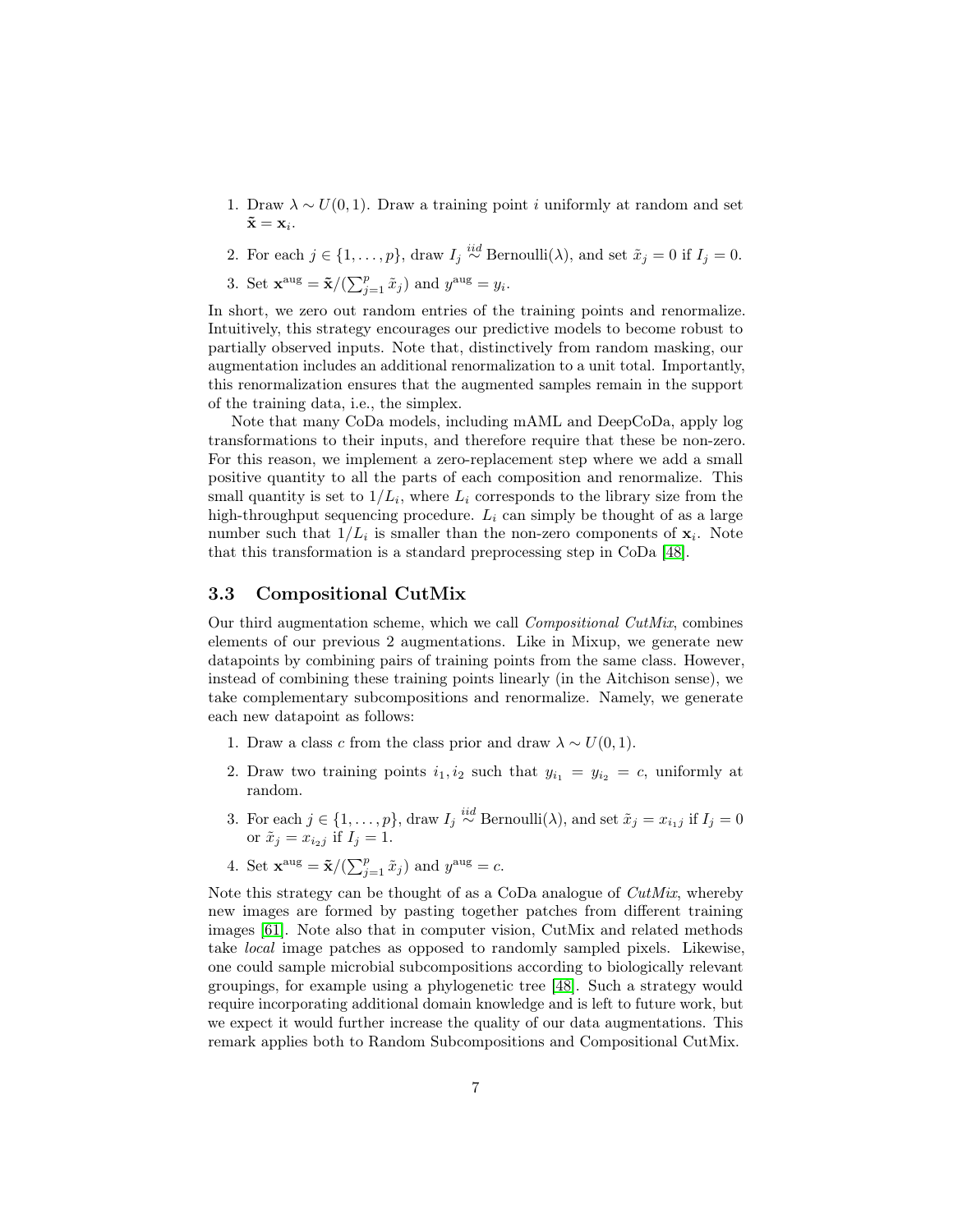1. Draw $\lambda \sim U(0, 1)$. Draw a training point $i$ uniformly at random and set $\tilde{\mathbf{x}} = \mathbf{x}_i$.
2. For each $j \in \{1, \ldots, p\}$, draw $I_j \overset{iid}{\sim} \text{Bernoulli}(\lambda)$, and set $\tilde{x}_j = 0$ if $I_j = 0$.
3. Set $\mathbf{x}^{\text{aug}} = \tilde{\mathbf{x}} / (\sum_{j=1}^{p} \tilde{x}_j)$ and $y^{\text{aug}} = y_i$.

In short, we zero out random entries of the training points and renormalize. Intuitively, this strategy encourages our predictive models to become robust to partially observed inputs. Note that, distinctively from random masking, our augmentation includes an additional renormalization to a unit total. Importantly, this renormalization ensures that the augmented samples remain in the support of the training data, i.e., the simplex.

Note that many CoDa models, including mAML and DeepCoDa, apply log transformations to their inputs, and therefore require that these be non-zero. For this reason, we implement a zero-replacement step where we add a small positive quantity to all the parts of each composition and renormalize. This small quantity is set to $1/L_i$, where $L_i$ corresponds to the library size from the high-throughput sequencing procedure. $L_i$ can simply be thought of as a large number such that $1/L_i$ is smaller than the non-zero components of $\mathbf{x}_i$. Note that this transformation is a standard preprocessing step in CoDa [48].

### 3.3 Compositional CutMix

Our third augmentation scheme, which we call *Compositional CutMix*, combines elements of our previous 2 augmentations. Like in Mixup, we generate new datapoints by combining pairs of training points from the same class. However, instead of combining these training points linearly (in the Aitchison sense), we take complementary subcompositions and renormalize. Namely, we generate each new datapoint as follows:

1. Draw a class $c$ from the class prior and draw $\lambda \sim U(0, 1)$.
2. Draw two training points $i_1, i_2$ such that $y_{i_1} = y_{i_2} = c$, uniformly at random.
3. For each $j \in \{1, \ldots, p\}$, draw $I_j \overset{iid}{\sim} \text{Bernoulli}(\lambda)$, and set $\tilde{x}_j = x_{i_1 j}$ if $I_j = 0$ or $\tilde{x}_j = x_{i_2 j}$ if $I_j = 1$.
4. Set $\mathbf{x}^{\text{aug}} = \tilde{\mathbf{x}} / (\sum_{j=1}^{p} \tilde{x}_j)$ and $y^{\text{aug}} = c$.

Note this strategy can be thought of as a CoDa analogue of *CutMix*, whereby new images are formed by pasting together patches from different training images [61]. Note also that in computer vision, CutMix and related methods take *local* image patches as opposed to randomly sampled pixels. Likewise, one could sample microbial subcompositions according to biologically relevant groupings, for example using a phylogenetic tree [48]. Such a strategy would require incorporating additional domain knowledge and is left to future work, but we expect it would further increase the quality of our data augmentations. This remark applies both to Random Subcompositions and Compositional CutMix.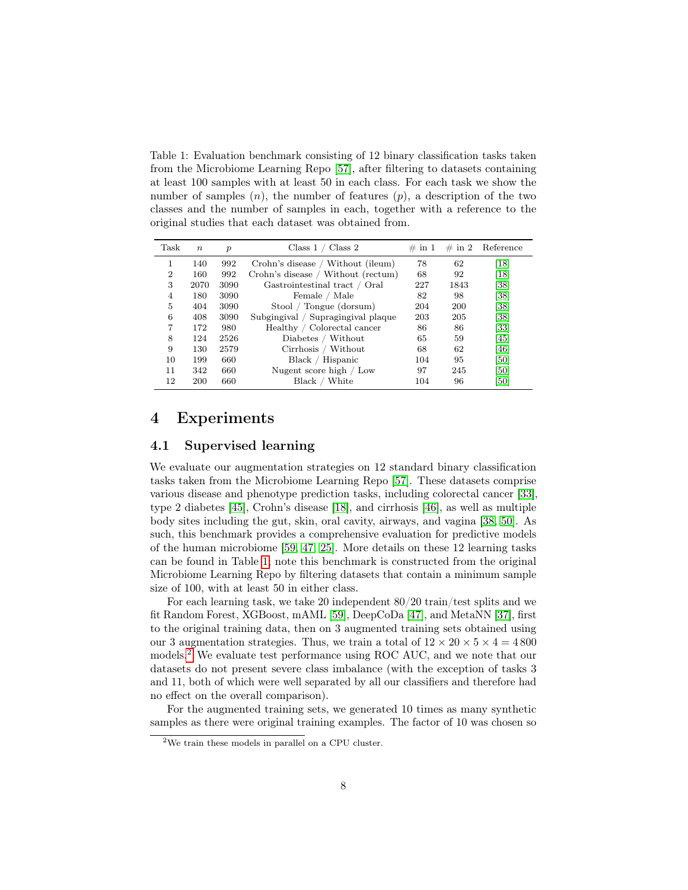Table 1: Evaluation benchmark consisting of 12 binary classification tasks taken from the Microbiome Learning Repo [57], after filtering to datasets containing at least 100 samples with at least 50 in each class. For each task we show the number of samples ($n$), the number of features ($p$), a description of the two classes and the number of samples in each, together with a reference to the original studies that each dataset was obtained from.

| Task | $n$ | $p$ | Class 1 / Class 2 | # in 1 | # in 2 | Reference |
|---|---|---|---|---|---|---|
| 1 | 140 | 992 | Crohn's disease / Without (ileum) | 78 | 62 | [18] |
| 2 | 160 | 992 | Crohn's disease / Without (rectum) | 68 | 92 | [18] |
| 3 | 2070 | 3090 | Gastrointestinal tract / Oral | 227 | 1843 | [38] |
| 4 | 180 | 3090 | Female / Male | 82 | 98 | [38] |
| 5 | 404 | 3090 | Stool / Tongue (dorsum) | 204 | 200 | [38] |
| 6 | 408 | 3090 | Subgingival / Supragingival plaque | 203 | 205 | [38] |
| 7 | 172 | 980 | Healthy / Colorectal cancer | 86 | 86 | [33] |
| 8 | 124 | 2526 | Diabetes / Without | 65 | 59 | [45] |
| 9 | 130 | 2579 | Cirrhosis / Without | 68 | 62 | [46] |
| 10 | 199 | 660 | Black / Hispanic | 104 | 95 | [50] |
| 11 | 342 | 660 | Nugent score high / Low | 97 | 245 | [50] |
| 12 | 200 | 660 | Black / White | 104 | 96 | [50] |

# 4 Experiments

## 4.1 Supervised learning

We evaluate our augmentation strategies on 12 standard binary classification tasks taken from the Microbiome Learning Repo [57]. These datasets comprise various disease and phenotype prediction tasks, including colorectal cancer [33], type 2 diabetes [45], Crohn's disease [18], and cirrhosis [46], as well as multiple body sites including the gut, skin, oral cavity, airways, and vagina [38, 50]. As such, this benchmark provides a comprehensive evaluation for predictive models of the human microbiome [59, 47, 25]. More details on these 12 learning tasks can be found in Table 1; note this benchmark is constructed from the original Microbiome Learning Repo by filtering datasets that contain a minimum sample size of 100, with at least 50 in either class.

For each learning task, we take 20 independent 80/20 train/test splits and we fit Random Forest, XGBoost, mAML [59], DeepCoDa [47], and MetaNN [37], first to the original training data, then on 3 augmented training sets obtained using our 3 augmentation strategies. Thus, we train a total of $12 \times 20 \times 5 \times 4 = 4\,800$ models.[2] We evaluate test performance using ROC AUC, and we note that our datasets do not present severe class imbalance (with the exception of tasks 3 and 11, both of which were well separated by all our classifiers and therefore had no effect on the overall comparison).

For the augmented training sets, we generated 10 times as many synthetic samples as there were original training examples. The factor of 10 was chosen so

[2] We train these models in parallel on a CPU cluster.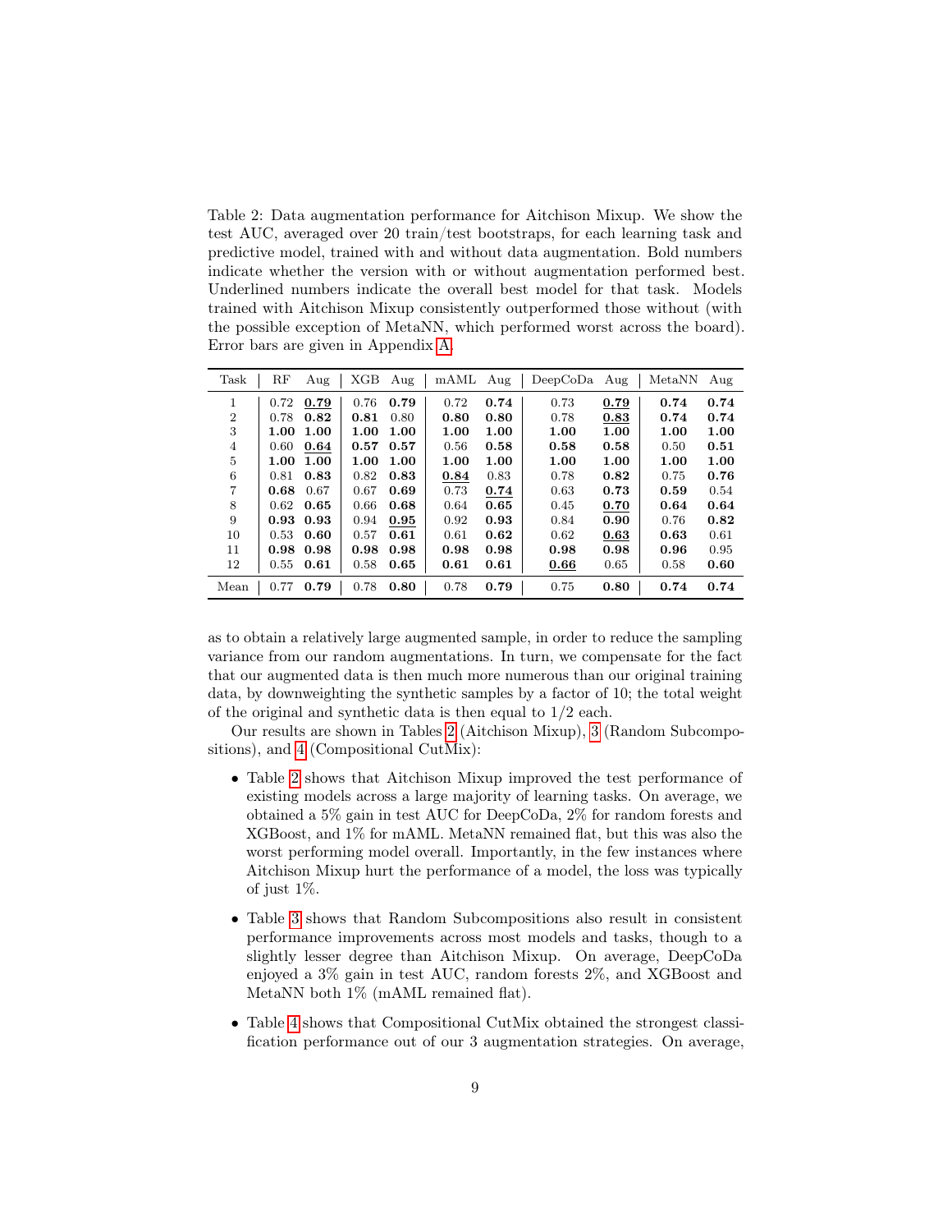Table 2: Data augmentation performance for Aitchison Mixup. We show the test AUC, averaged over 20 train/test bootstraps, for each learning task and predictive model, trained with and without data augmentation. Bold numbers indicate whether the version with or without augmentation performed best. Underlined numbers indicate the overall best model for that task. Models trained with Aitchison Mixup consistently outperformed those without (with the possible exception of MetaNN, which performed worst across the board). Error bars are given in Appendix A.

| Task | RF | Aug | XGB | Aug | mAML | Aug | DeepCoDa | Aug | MetaNN | Aug |
|---|---|---|---|---|---|---|---|---|---|---|
| 1 | 0.72 | <u>**0.79**</u> | 0.76 | **0.79** | 0.72 | **0.74** | 0.73 | <u>**0.79**</u> | **0.74** | **0.74** |
| 2 | 0.78 | **0.82** | **0.81** | 0.80 | **0.80** | **0.80** | 0.78 | <u>**0.83**</u> | **0.74** | **0.74** |
| 3 | **1.00** | **1.00** | **1.00** | **1.00** | **1.00** | **1.00** | **1.00** | **1.00** | **1.00** | **1.00** |
| 4 | 0.60 | <u>**0.64**</u> | **0.57** | **0.57** | 0.56 | **0.58** | **0.58** | **0.58** | 0.50 | **0.51** |
| 5 | **1.00** | **1.00** | **1.00** | **1.00** | **1.00** | **1.00** | **1.00** | **1.00** | **1.00** | **1.00** |
| 6 | 0.81 | **0.83** | 0.82 | **0.83** | <u>**0.84**</u> | 0.83 | 0.78 | **0.82** | 0.75 | **0.76** |
| 7 | **0.68** | 0.67 | 0.67 | **0.69** | 0.73 | <u>**0.74**</u> | 0.63 | **0.73** | **0.59** | 0.54 |
| 8 | 0.62 | **0.65** | 0.66 | **0.68** | 0.64 | **0.65** | 0.45 | <u>**0.70**</u> | **0.64** | **0.64** |
| 9 | **0.93** | **0.93** | 0.94 | <u>**0.95**</u> | 0.92 | **0.93** | 0.84 | **0.90** | 0.76 | **0.82** |
| 10 | 0.53 | **0.60** | 0.57 | **0.61** | 0.61 | **0.62** | 0.62 | <u>**0.63**</u> | **0.63** | 0.61 |
| 11 | **0.98** | **0.98** | **0.98** | **0.98** | **0.98** | **0.98** | **0.98** | **0.98** | **0.96** | 0.95 |
| 12 | 0.55 | **0.61** | 0.58 | **0.65** | **0.61** | **0.61** | <u>**0.66**</u> | 0.65 | 0.58 | **0.60** |
| Mean | 0.77 | **0.79** | 0.78 | **0.80** | 0.78 | **0.79** | 0.75 | **0.80** | **0.74** | **0.74** |

as to obtain a relatively large augmented sample, in order to reduce the sampling variance from our random augmentations. In turn, we compensate for the fact that our augmented data is then much more numerous than our original training data, by downweighting the synthetic samples by a factor of 10; the total weight of the original and synthetic data is then equal to 1/2 each.

Our results are shown in Tables 2 (Aitchison Mixup), 3 (Random Subcompositions), and 4 (Compositional CutMix):

- Table 2 shows that Aitchison Mixup improved the test performance of existing models across a large majority of learning tasks. On average, we obtained a 5% gain in test AUC for DeepCoDa, 2% for random forests and XGBoost, and 1% for mAML. MetaNN remained flat, but this was also the worst performing model overall. Importantly, in the few instances where Aitchison Mixup hurt the performance of a model, the loss was typically of just 1%.
- Table 3 shows that Random Subcompositions also result in consistent performance improvements across most models and tasks, though to a slightly lesser degree than Aitchison Mixup. On average, DeepCoDa enjoyed a 3% gain in test AUC, random forests 2%, and XGBoost and MetaNN both 1% (mAML remained flat).
- Table 4 shows that Compositional CutMix obtained the strongest classification performance out of our 3 augmentation strategies. On average,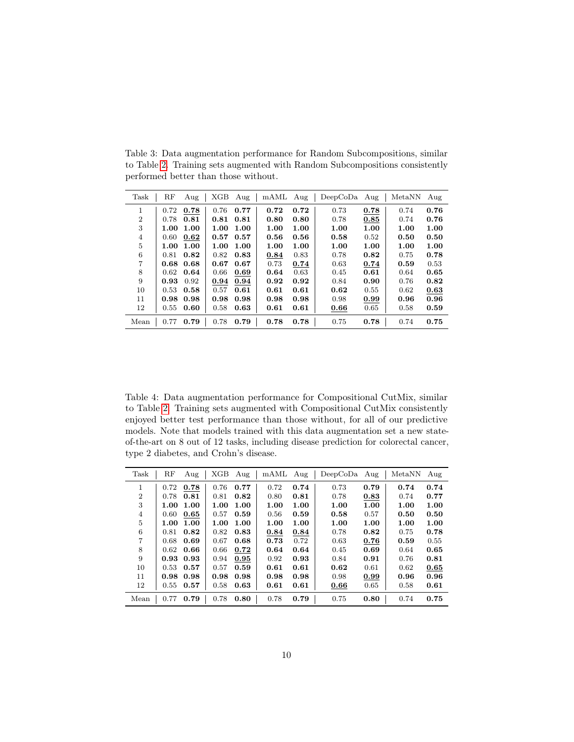Table 3: Data augmentation performance for Random Subcompositions, similar to Table 2. Training sets augmented with Random Subcompositions consistently performed better than those without.

| Task | RF | Aug | XGB | Aug | mAML | Aug | DeepCoDa | Aug | MetaNN | Aug |
|---|---|---|---|---|---|---|---|---|---|---|
| 1 | 0.72 | **<u>0.78</u>** | 0.76 | **0.77** | **0.72** | **0.72** | 0.73 | **<u>0.78</u>** | 0.74 | **0.76** |
| 2 | 0.78 | **0.81** | **0.81** | **0.81** | **0.80** | **0.80** | 0.78 | **<u>0.85</u>** | 0.74 | **0.76** |
| 3 | **1.00** | **1.00** | **1.00** | **1.00** | **1.00** | **1.00** | **1.00** | **1.00** | **1.00** | **1.00** |
| 4 | 0.60 | **<u>0.62</u>** | **0.57** | **0.57** | **0.56** | **0.56** | **0.58** | 0.52 | **0.50** | **0.50** |
| 5 | **1.00** | **1.00** | **1.00** | **1.00** | **1.00** | **1.00** | **1.00** | **1.00** | **1.00** | **1.00** |
| 6 | 0.81 | **0.82** | 0.82 | **0.83** | **<u>0.84</u>** | 0.83 | 0.78 | **0.82** | 0.75 | **0.78** |
| 7 | **0.68** | **0.68** | **0.67** | **0.67** | 0.73 | **<u>0.74</u>** | 0.63 | **<u>0.74</u>** | **0.59** | 0.53 |
| 8 | 0.62 | **0.64** | 0.66 | **<u>0.69</u>** | **0.64** | 0.63 | 0.45 | **0.61** | 0.64 | **0.65** |
| 9 | **0.93** | 0.92 | **<u>0.94</u>** | **<u>0.94</u>** | **0.92** | **0.92** | 0.84 | **0.90** | 0.76 | **0.82** |
| 10 | 0.53 | **0.58** | 0.57 | **0.61** | **0.61** | **0.61** | **0.62** | 0.55 | 0.62 | **<u>0.63</u>** |
| 11 | **0.98** | **0.98** | **0.98** | **0.98** | **0.98** | **0.98** | 0.98 | **<u>0.99</u>** | **0.96** | **0.96** |
| 12 | 0.55 | **0.60** | 0.58 | **0.63** | **0.61** | **0.61** | **<u>0.66</u>** | 0.65 | 0.58 | **0.59** |
| Mean | 0.77 | **0.79** | 0.78 | **0.79** | **0.78** | **0.78** | 0.75 | **0.78** | 0.74 | **0.75** |

Table 4: Data augmentation performance for Compositional CutMix, similar to Table 2. Training sets augmented with Compositional CutMix consistently enjoyed better test performance than those without, for all of our predictive models. Note that models trained with this data augmentation set a new state-of-the-art on 8 out of 12 tasks, including disease prediction for colorectal cancer, type 2 diabetes, and Crohn's disease.

| Task | RF | Aug | XGB | Aug | mAML | Aug | DeepCoDa | Aug | MetaNN | Aug |
|---|---|---|---|---|---|---|---|---|---|---|
| 1 | 0.72 | **<u>0.78</u>** | 0.76 | **0.77** | 0.72 | **0.74** | 0.73 | **0.79** | **0.74** | **0.74** |
| 2 | 0.78 | **0.81** | 0.81 | **0.82** | 0.80 | **0.81** | 0.78 | **<u>0.83</u>** | 0.74 | **0.77** |
| 3 | **1.00** | **1.00** | **1.00** | **1.00** | **1.00** | **1.00** | **1.00** | **1.00** | **1.00** | **1.00** |
| 4 | 0.60 | **<u>0.65</u>** | 0.57 | **0.59** | 0.56 | **0.59** | **0.58** | 0.57 | **0.50** | **0.50** |
| 5 | **1.00** | **1.00** | **1.00** | **1.00** | **1.00** | **1.00** | **1.00** | **1.00** | **1.00** | **1.00** |
| 6 | 0.81 | **0.82** | 0.82 | **0.83** | **<u>0.84</u>** | **<u>0.84</u>** | 0.78 | **0.82** | 0.75 | **0.78** |
| 7 | 0.68 | **0.69** | 0.67 | **0.68** | **0.73** | 0.72 | 0.63 | **<u>0.76</u>** | **0.59** | 0.55 |
| 8 | 0.62 | **0.66** | 0.66 | **<u>0.72</u>** | **0.64** | **0.64** | 0.45 | **0.69** | 0.64 | **0.65** |
| 9 | **0.93** | **0.93** | 0.94 | **<u>0.95</u>** | 0.92 | **0.93** | 0.84 | **0.91** | 0.76 | **0.81** |
| 10 | 0.53 | **0.57** | 0.57 | **0.59** | **0.61** | **0.61** | **0.62** | 0.61 | 0.62 | **<u>0.65</u>** |
| 11 | **0.98** | **0.98** | **0.98** | **0.98** | **0.98** | **0.98** | 0.98 | **<u>0.99</u>** | **0.96** | **0.96** |
| 12 | 0.55 | **0.57** | 0.58 | **0.63** | **0.61** | **0.61** | **<u>0.66</u>** | 0.65 | 0.58 | **0.61** |
| Mean | 0.77 | **0.79** | 0.78 | **0.80** | 0.78 | **0.79** | 0.75 | **0.80** | 0.74 | **0.75** |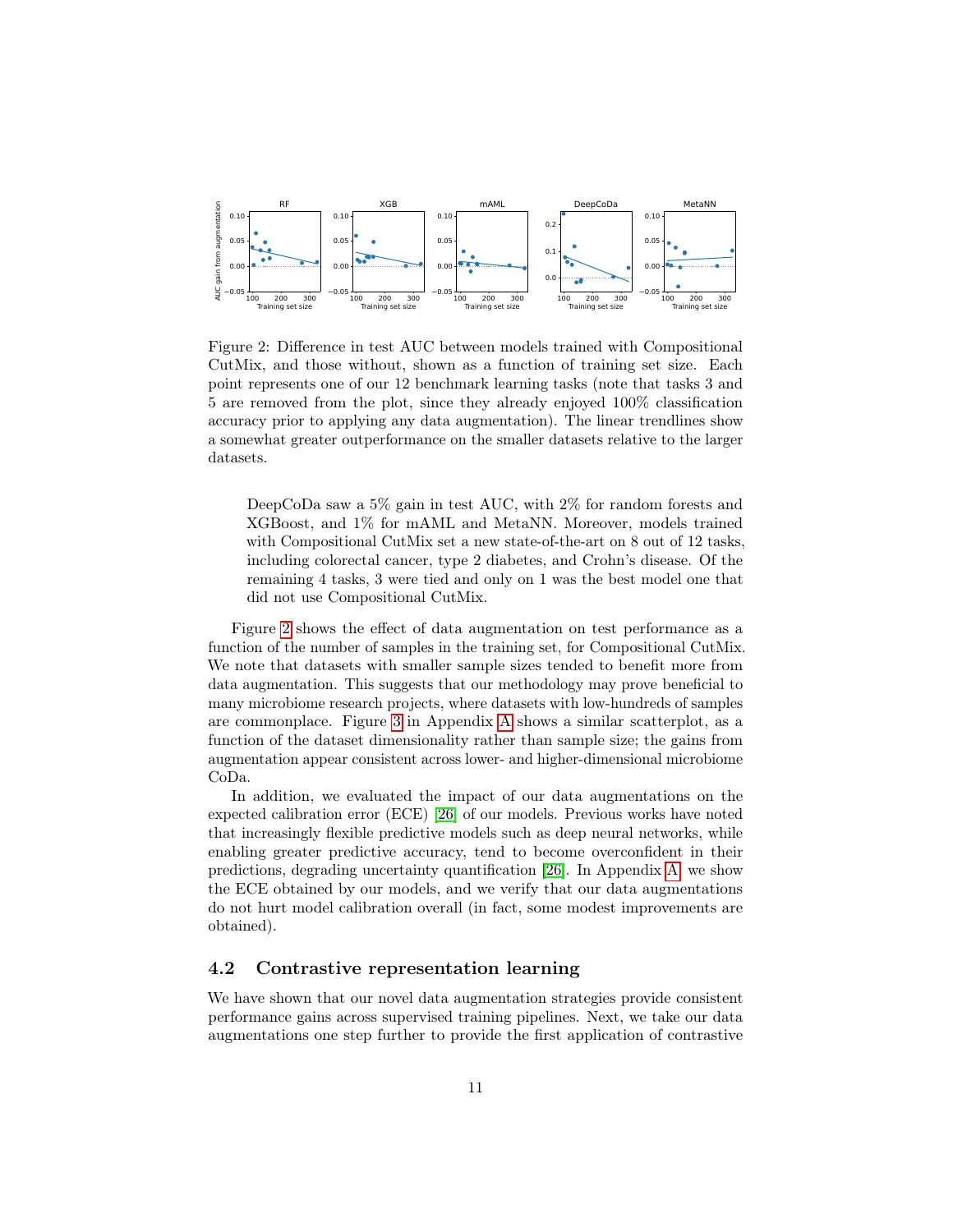Figure 2: Difference in test AUC between models trained with Compositional CutMix, and those without, shown as a function of training set size. Each point represents one of our 12 benchmark learning tasks (note that tasks 3 and 5 are removed from the plot, since they already enjoyed 100% classification accuracy prior to applying any data augmentation). The linear trendlines show a somewhat greater outperformance on the smaller datasets relative to the larger datasets.

> DeepCoDa saw a 5% gain in test AUC, with 2% for random forests and XGBoost, and 1% for mAML and MetaNN. Moreover, models trained with Compositional CutMix set a new state-of-the-art on 8 out of 12 tasks, including colorectal cancer, type 2 diabetes, and Crohn's disease. Of the remaining 4 tasks, 3 were tied and only on 1 was the best model one that did not use Compositional CutMix.

Figure 2 shows the effect of data augmentation on test performance as a function of the number of samples in the training set, for Compositional CutMix. We note that datasets with smaller sample sizes tended to benefit more from data augmentation. This suggests that our methodology may prove beneficial to many microbiome research projects, where datasets with low-hundreds of samples are commonplace. Figure 3 in Appendix A shows a similar scatterplot, as a function of the dataset dimensionality rather than sample size; the gains from augmentation appear consistent across lower- and higher-dimensional microbiome CoDa.

In addition, we evaluated the impact of our data augmentations on the expected calibration error (ECE) [26] of our models. Previous works have noted that increasingly flexible predictive models such as deep neural networks, while enabling greater predictive accuracy, tend to become overconfident in their predictions, degrading uncertainty quantification [26]. In Appendix A, we show the ECE obtained by our models, and we verify that our data augmentations do not hurt model calibration overall (in fact, some modest improvements are obtained).

### 4.2 Contrastive representation learning

We have shown that our novel data augmentation strategies provide consistent performance gains across supervised training pipelines. Next, we take our data augmentations one step further to provide the first application of contrastive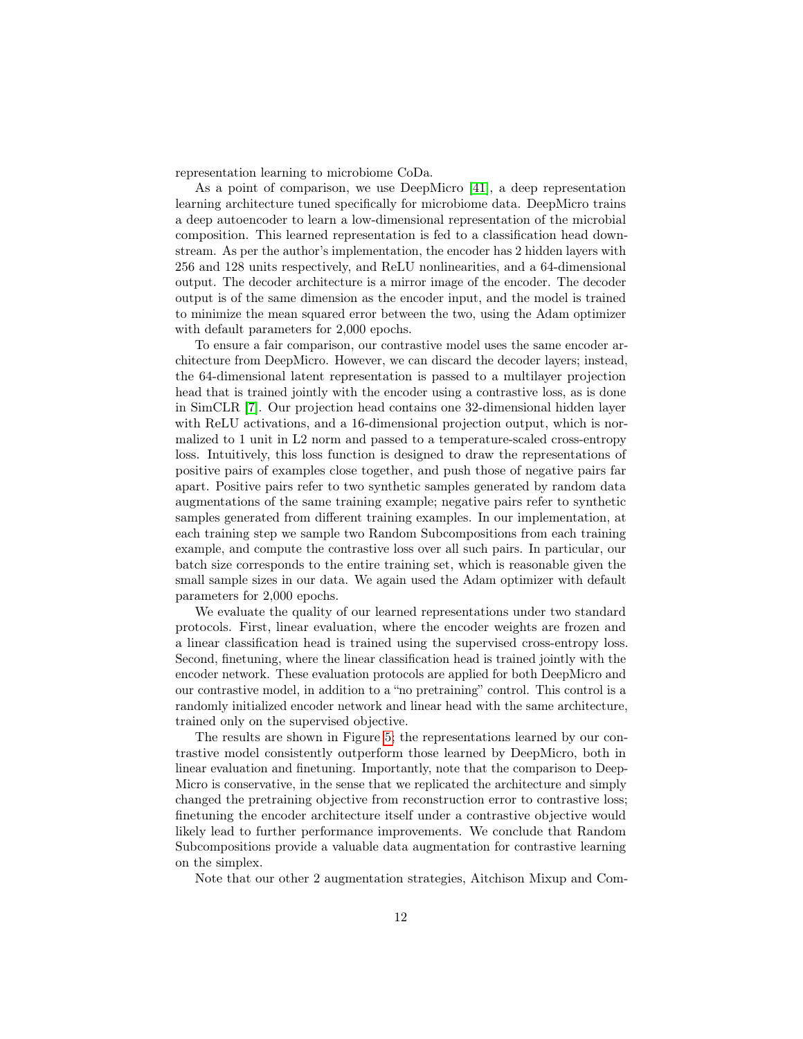representation learning to microbiome CoDa.

As a point of comparison, we use DeepMicro [41], a deep representation learning architecture tuned specifically for microbiome data. DeepMicro trains a deep autoencoder to learn a low-dimensional representation of the microbial composition. This learned representation is fed to a classification head downstream. As per the author's implementation, the encoder has 2 hidden layers with 256 and 128 units respectively, and ReLU nonlinearities, and a 64-dimensional output. The decoder architecture is a mirror image of the encoder. The decoder output is of the same dimension as the encoder input, and the model is trained to minimize the mean squared error between the two, using the Adam optimizer with default parameters for 2,000 epochs.

To ensure a fair comparison, our contrastive model uses the same encoder architecture from DeepMicro. However, we can discard the decoder layers; instead, the 64-dimensional latent representation is passed to a multilayer projection head that is trained jointly with the encoder using a contrastive loss, as is done in SimCLR [7]. Our projection head contains one 32-dimensional hidden layer with ReLU activations, and a 16-dimensional projection output, which is normalized to 1 unit in L2 norm and passed to a temperature-scaled cross-entropy loss. Intuitively, this loss function is designed to draw the representations of positive pairs of examples close together, and push those of negative pairs far apart. Positive pairs refer to two synthetic samples generated by random data augmentations of the same training example; negative pairs refer to synthetic samples generated from different training examples. In our implementation, at each training step we sample two Random Subcompositions from each training example, and compute the contrastive loss over all such pairs. In particular, our batch size corresponds to the entire training set, which is reasonable given the small sample sizes in our data. We again used the Adam optimizer with default parameters for 2,000 epochs.

We evaluate the quality of our learned representations under two standard protocols. First, linear evaluation, where the encoder weights are frozen and a linear classification head is trained using the supervised cross-entropy loss. Second, finetuning, where the linear classification head is trained jointly with the encoder network. These evaluation protocols are applied for both DeepMicro and our contrastive model, in addition to a "no pretraining" control. This control is a randomly initialized encoder network and linear head with the same architecture, trained only on the supervised objective.

The results are shown in Figure 5; the representations learned by our contrastive model consistently outperform those learned by DeepMicro, both in linear evaluation and finetuning. Importantly, note that the comparison to DeepMicro is conservative, in the sense that we replicated the architecture and simply changed the pretraining objective from reconstruction error to contrastive loss; finetuning the encoder architecture itself under a contrastive objective would likely lead to further performance improvements. We conclude that Random Subcompositions provide a valuable data augmentation for contrastive learning on the simplex.

Note that our other 2 augmentation strategies, Aitchison Mixup and Com-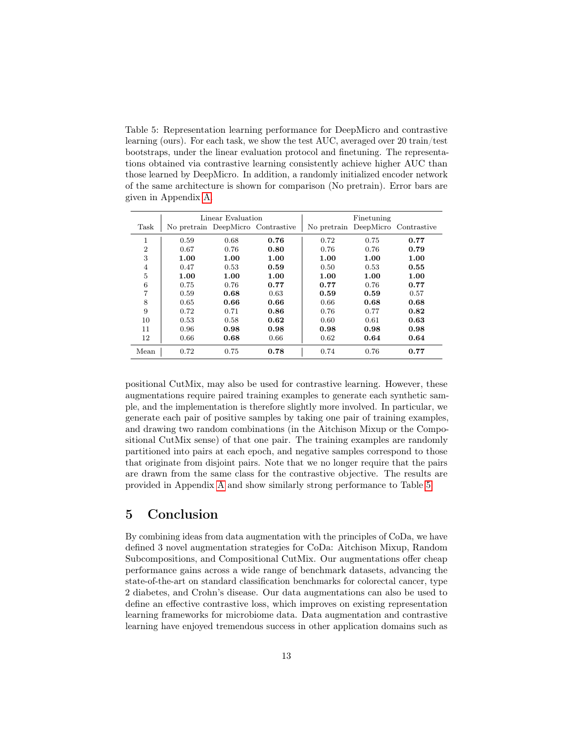Table 5: Representation learning performance for DeepMicro and contrastive learning (ours). For each task, we show the test AUC, averaged over 20 train/test bootstraps, under the linear evaluation protocol and finetuning. The representations obtained via contrastive learning consistently achieve higher AUC than those learned by DeepMicro. In addition, a randomly initialized encoder network of the same architecture is shown for comparison (No pretrain). Error bars are given in Appendix A.

| Task | Linear Evaluation | | | Finetuning | | |
|---|---|---|---|---|---|---|
| | No pretrain | DeepMicro | Contrastive | No pretrain | DeepMicro | Contrastive |
| 1 | 0.59 | 0.68 | **0.76** | 0.72 | 0.75 | **0.77** |
| 2 | 0.67 | 0.76 | **0.80** | 0.76 | 0.76 | **0.79** |
| 3 | **1.00** | **1.00** | **1.00** | **1.00** | **1.00** | **1.00** |
| 4 | 0.47 | 0.53 | **0.59** | 0.50 | 0.53 | **0.55** |
| 5 | **1.00** | **1.00** | **1.00** | **1.00** | **1.00** | **1.00** |
| 6 | 0.75 | 0.76 | **0.77** | **0.77** | 0.76 | **0.77** |
| 7 | 0.59 | **0.68** | 0.63 | **0.59** | **0.59** | 0.57 |
| 8 | 0.65 | **0.66** | **0.66** | 0.66 | **0.68** | **0.68** |
| 9 | 0.72 | 0.71 | **0.86** | 0.76 | 0.77 | **0.82** |
| 10 | 0.53 | 0.58 | **0.62** | 0.60 | 0.61 | **0.63** |
| 11 | 0.96 | **0.98** | **0.98** | **0.98** | **0.98** | **0.98** |
| 12 | 0.66 | **0.68** | 0.66 | 0.62 | **0.64** | **0.64** |
| Mean | 0.72 | 0.75 | **0.78** | 0.74 | 0.76 | **0.77** |

positional CutMix, may also be used for contrastive learning. However, these augmentations require paired training examples to generate each synthetic sample, and the implementation is therefore slightly more involved. In particular, we generate each pair of positive samples by taking one pair of training examples, and drawing two random combinations (in the Aitchison Mixup or the Compositional CutMix sense) of that one pair. The training examples are randomly partitioned into pairs at each epoch, and negative samples correspond to those that originate from disjoint pairs. Note that we no longer require that the pairs are drawn from the same class for the contrastive objective. The results are provided in Appendix A and show similarly strong performance to Table 5.

# 5 Conclusion

By combining ideas from data augmentation with the principles of CoDa, we have defined 3 novel augmentation strategies for CoDa: Aitchison Mixup, Random Subcompositions, and Compositional CutMix. Our augmentations offer cheap performance gains across a wide range of benchmark datasets, advancing the state-of-the-art on standard classification benchmarks for colorectal cancer, type 2 diabetes, and Crohn's disease. Our data augmentations can also be used to define an effective contrastive loss, which improves on existing representation learning frameworks for microbiome data. Data augmentation and contrastive learning have enjoyed tremendous success in other application domains such as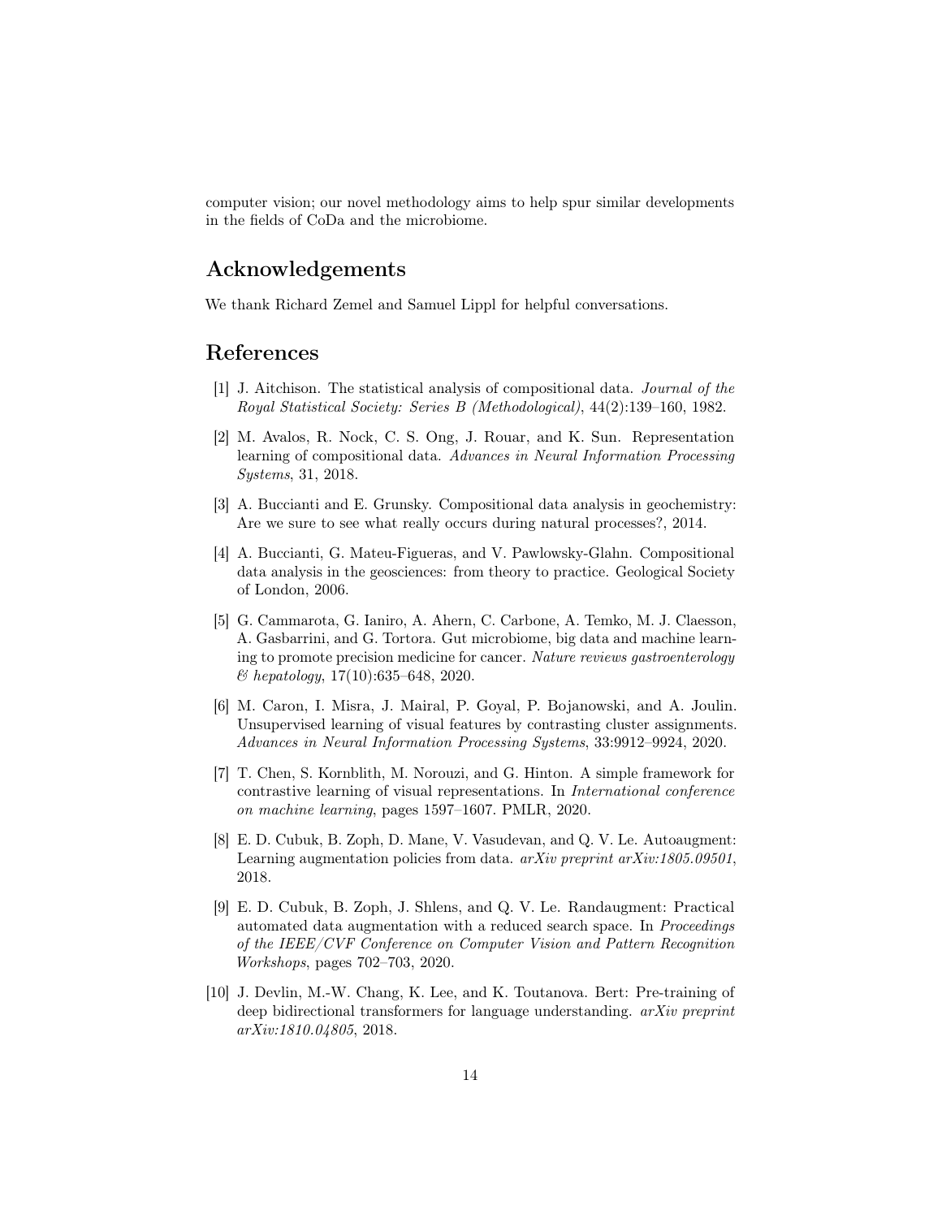computer vision; our novel methodology aims to help spur similar developments in the fields of CoDa and the microbiome.

## Acknowledgements

We thank Richard Zemel and Samuel Lippl for helpful conversations.

## References

[1] J. Aitchison. The statistical analysis of compositional data. *Journal of the Royal Statistical Society: Series B (Methodological)*, 44(2):139–160, 1982.

[2] M. Avalos, R. Nock, C. S. Ong, J. Rouar, and K. Sun. Representation learning of compositional data. *Advances in Neural Information Processing Systems*, 31, 2018.

[3] A. Buccianti and E. Grunsky. Compositional data analysis in geochemistry: Are we sure to see what really occurs during natural processes?, 2014.

[4] A. Buccianti, G. Mateu-Figueras, and V. Pawlowsky-Glahn. Compositional data analysis in the geosciences: from theory to practice. Geological Society of London, 2006.

[5] G. Cammarota, G. Ianiro, A. Ahern, C. Carbone, A. Temko, M. J. Claesson, A. Gasbarrini, and G. Tortora. Gut microbiome, big data and machine learning to promote precision medicine for cancer. *Nature reviews gastroenterology & hepatology*, 17(10):635–648, 2020.

[6] M. Caron, I. Misra, J. Mairal, P. Goyal, P. Bojanowski, and A. Joulin. Unsupervised learning of visual features by contrasting cluster assignments. *Advances in Neural Information Processing Systems*, 33:9912–9924, 2020.

[7] T. Chen, S. Kornblith, M. Norouzi, and G. Hinton. A simple framework for contrastive learning of visual representations. In *International conference on machine learning*, pages 1597–1607. PMLR, 2020.

[8] E. D. Cubuk, B. Zoph, D. Mane, V. Vasudevan, and Q. V. Le. Autoaugment: Learning augmentation policies from data. *arXiv preprint arXiv:1805.09501*, 2018.

[9] E. D. Cubuk, B. Zoph, J. Shlens, and Q. V. Le. Randaugment: Practical automated data augmentation with a reduced search space. In *Proceedings of the IEEE/CVF Conference on Computer Vision and Pattern Recognition Workshops*, pages 702–703, 2020.

[10] J. Devlin, M.-W. Chang, K. Lee, and K. Toutanova. Bert: Pre-training of deep bidirectional transformers for language understanding. *arXiv preprint arXiv:1810.04805*, 2018.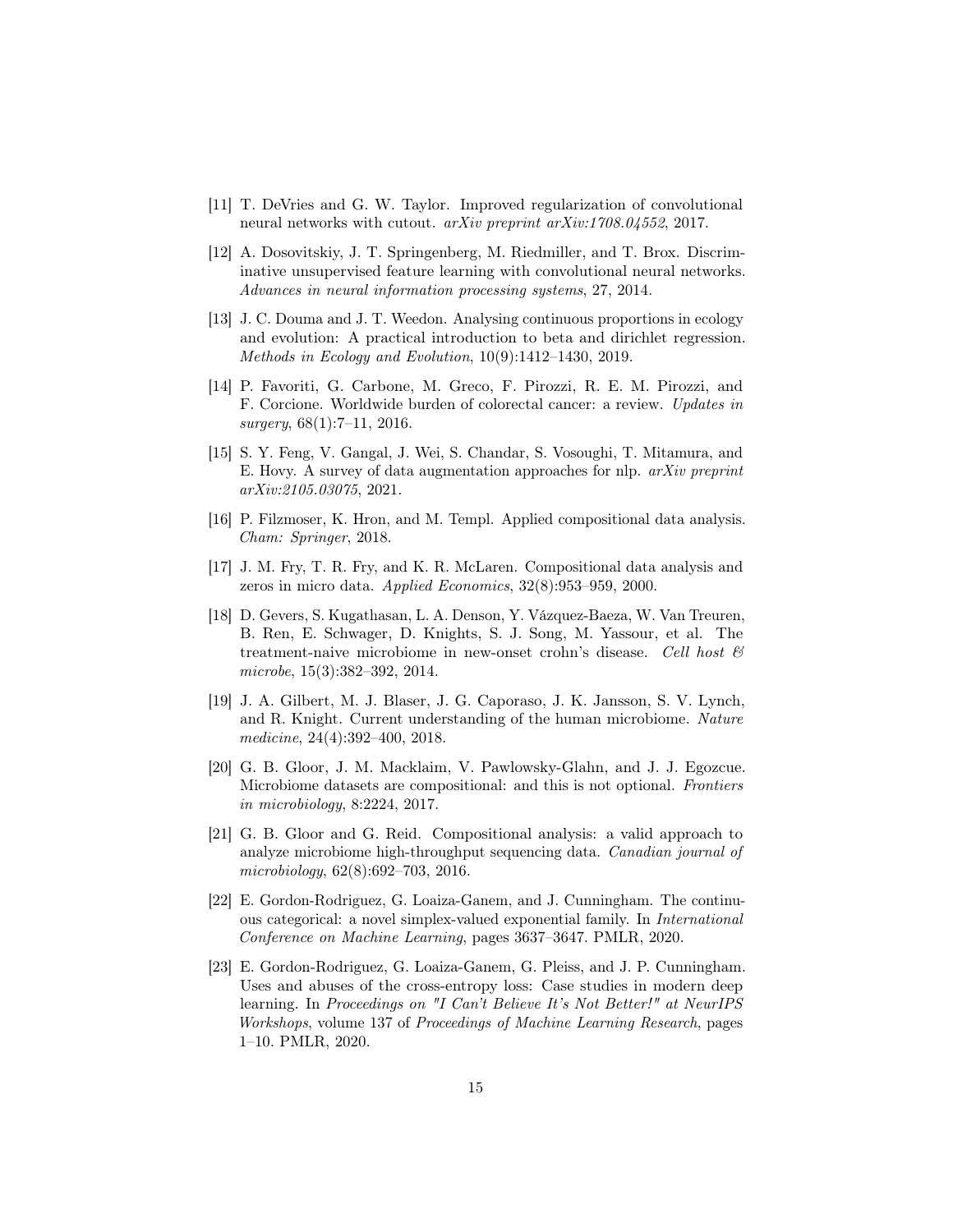[11] T. DeVries and G. W. Taylor. Improved regularization of convolutional neural networks with cutout. *arXiv preprint arXiv:1708.04552*, 2017.

[12] A. Dosovitskiy, J. T. Springenberg, M. Riedmiller, and T. Brox. Discriminative unsupervised feature learning with convolutional neural networks. *Advances in neural information processing systems*, 27, 2014.

[13] J. C. Douma and J. T. Weedon. Analysing continuous proportions in ecology and evolution: A practical introduction to beta and dirichlet regression. *Methods in Ecology and Evolution*, 10(9):1412–1430, 2019.

[14] P. Favoriti, G. Carbone, M. Greco, F. Pirozzi, R. E. M. Pirozzi, and F. Corcione. Worldwide burden of colorectal cancer: a review. *Updates in surgery*, 68(1):7–11, 2016.

[15] S. Y. Feng, V. Gangal, J. Wei, S. Chandar, S. Vosoughi, T. Mitamura, and E. Hovy. A survey of data augmentation approaches for nlp. *arXiv preprint arXiv:2105.03075*, 2021.

[16] P. Filzmoser, K. Hron, and M. Templ. Applied compositional data analysis. *Cham: Springer*, 2018.

[17] J. M. Fry, T. R. Fry, and K. R. McLaren. Compositional data analysis and zeros in micro data. *Applied Economics*, 32(8):953–959, 2000.

[18] D. Gevers, S. Kugathasan, L. A. Denson, Y. Vázquez-Baeza, W. Van Treuren, B. Ren, E. Schwager, D. Knights, S. J. Song, M. Yassour, et al. The treatment-naive microbiome in new-onset crohn's disease. *Cell host & microbe*, 15(3):382–392, 2014.

[19] J. A. Gilbert, M. J. Blaser, J. G. Caporaso, J. K. Jansson, S. V. Lynch, and R. Knight. Current understanding of the human microbiome. *Nature medicine*, 24(4):392–400, 2018.

[20] G. B. Gloor, J. M. Macklaim, V. Pawlowsky-Glahn, and J. J. Egozcue. Microbiome datasets are compositional: and this is not optional. *Frontiers in microbiology*, 8:2224, 2017.

[21] G. B. Gloor and G. Reid. Compositional analysis: a valid approach to analyze microbiome high-throughput sequencing data. *Canadian journal of microbiology*, 62(8):692–703, 2016.

[22] E. Gordon-Rodriguez, G. Loaiza-Ganem, and J. Cunningham. The continuous categorical: a novel simplex-valued exponential family. In *International Conference on Machine Learning*, pages 3637–3647. PMLR, 2020.

[23] E. Gordon-Rodriguez, G. Loaiza-Ganem, G. Pleiss, and J. P. Cunningham. Uses and abuses of the cross-entropy loss: Case studies in modern deep learning. In *Proceedings on "I Can't Believe It's Not Better!" at NeurIPS Workshops*, volume 137 of *Proceedings of Machine Learning Research*, pages 1–10. PMLR, 2020.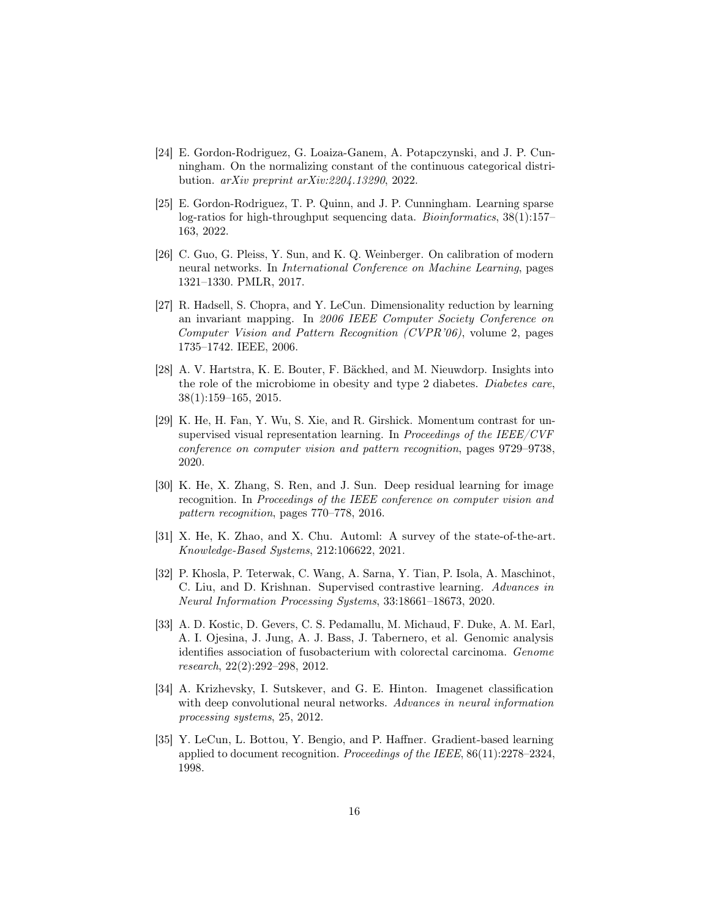[24] E. Gordon-Rodriguez, G. Loaiza-Ganem, A. Potapczynski, and J. P. Cunningham. On the normalizing constant of the continuous categorical distribution. *arXiv preprint arXiv:2204.13290*, 2022.

[25] E. Gordon-Rodriguez, T. P. Quinn, and J. P. Cunningham. Learning sparse log-ratios for high-throughput sequencing data. *Bioinformatics*, 38(1):157–163, 2022.

[26] C. Guo, G. Pleiss, Y. Sun, and K. Q. Weinberger. On calibration of modern neural networks. In *International Conference on Machine Learning*, pages 1321–1330. PMLR, 2017.

[27] R. Hadsell, S. Chopra, and Y. LeCun. Dimensionality reduction by learning an invariant mapping. In *2006 IEEE Computer Society Conference on Computer Vision and Pattern Recognition (CVPR'06)*, volume 2, pages 1735–1742. IEEE, 2006.

[28] A. V. Hartstra, K. E. Bouter, F. Bäckhed, and M. Nieuwdorp. Insights into the role of the microbiome in obesity and type 2 diabetes. *Diabetes care*, 38(1):159–165, 2015.

[29] K. He, H. Fan, Y. Wu, S. Xie, and R. Girshick. Momentum contrast for unsupervised visual representation learning. In *Proceedings of the IEEE/CVF conference on computer vision and pattern recognition*, pages 9729–9738, 2020.

[30] K. He, X. Zhang, S. Ren, and J. Sun. Deep residual learning for image recognition. In *Proceedings of the IEEE conference on computer vision and pattern recognition*, pages 770–778, 2016.

[31] X. He, K. Zhao, and X. Chu. Automl: A survey of the state-of-the-art. *Knowledge-Based Systems*, 212:106622, 2021.

[32] P. Khosla, P. Teterwak, C. Wang, A. Sarna, Y. Tian, P. Isola, A. Maschinot, C. Liu, and D. Krishnan. Supervised contrastive learning. *Advances in Neural Information Processing Systems*, 33:18661–18673, 2020.

[33] A. D. Kostic, D. Gevers, C. S. Pedamallu, M. Michaud, F. Duke, A. M. Earl, A. I. Ojesina, J. Jung, A. J. Bass, J. Tabernero, et al. Genomic analysis identifies association of fusobacterium with colorectal carcinoma. *Genome research*, 22(2):292–298, 2012.

[34] A. Krizhevsky, I. Sutskever, and G. E. Hinton. Imagenet classification with deep convolutional neural networks. *Advances in neural information processing systems*, 25, 2012.

[35] Y. LeCun, L. Bottou, Y. Bengio, and P. Haffner. Gradient-based learning applied to document recognition. *Proceedings of the IEEE*, 86(11):2278–2324, 1998.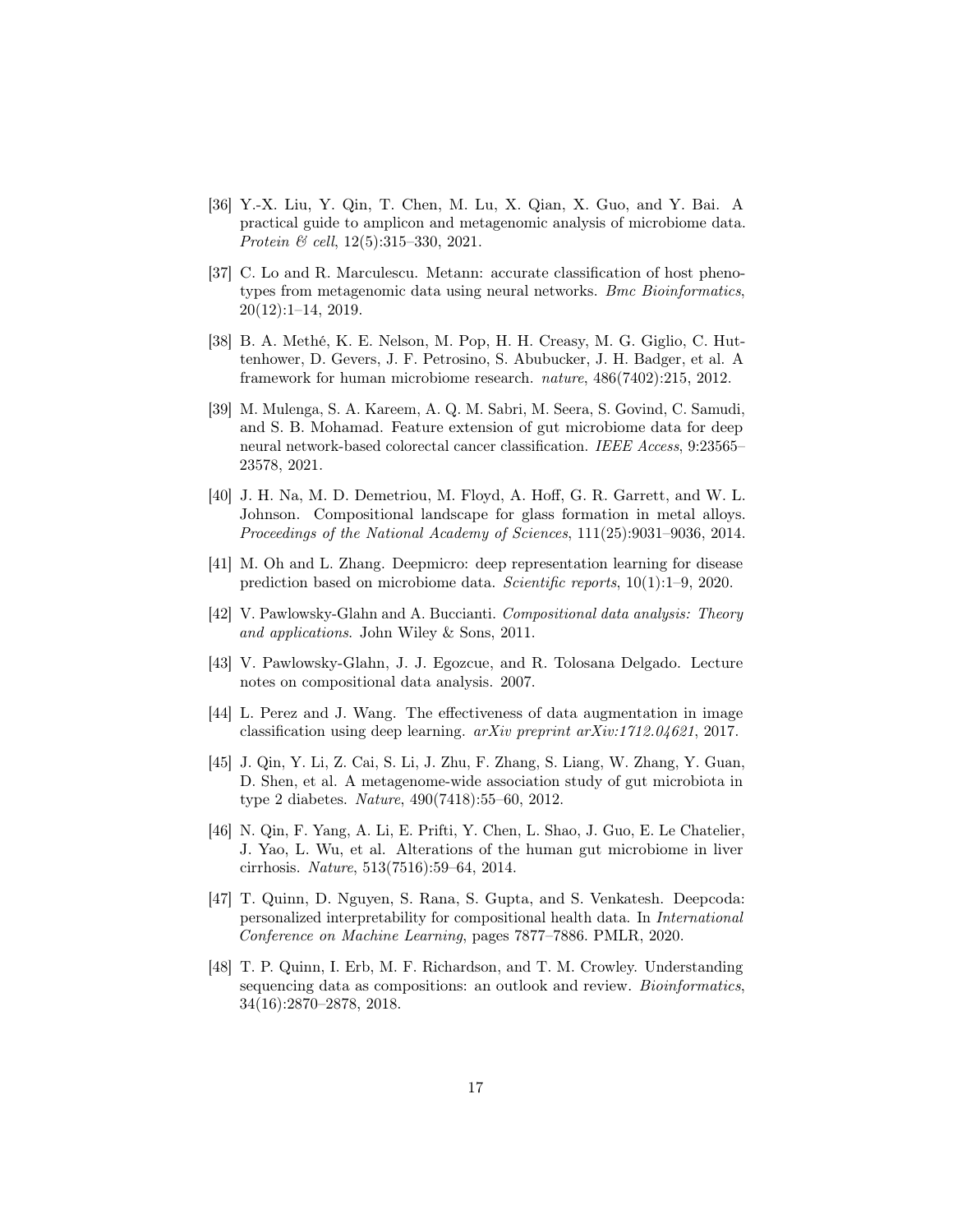[36] Y.-X. Liu, Y. Qin, T. Chen, M. Lu, X. Qian, X. Guo, and Y. Bai. A practical guide to amplicon and metagenomic analysis of microbiome data. *Protein & cell*, 12(5):315–330, 2021.

[37] C. Lo and R. Marculescu. Metann: accurate classification of host phenotypes from metagenomic data using neural networks. *Bmc Bioinformatics*, 20(12):1–14, 2019.

[38] B. A. Methé, K. E. Nelson, M. Pop, H. H. Creasy, M. G. Giglio, C. Huttenhower, D. Gevers, J. F. Petrosino, S. Abubucker, J. H. Badger, et al. A framework for human microbiome research. *nature*, 486(7402):215, 2012.

[39] M. Mulenga, S. A. Kareem, A. Q. M. Sabri, M. Seera, S. Govind, C. Samudi, and S. B. Mohamad. Feature extension of gut microbiome data for deep neural network-based colorectal cancer classification. *IEEE Access*, 9:23565–23578, 2021.

[40] J. H. Na, M. D. Demetriou, M. Floyd, A. Hoff, G. R. Garrett, and W. L. Johnson. Compositional landscape for glass formation in metal alloys. *Proceedings of the National Academy of Sciences*, 111(25):9031–9036, 2014.

[41] M. Oh and L. Zhang. Deepmicro: deep representation learning for disease prediction based on microbiome data. *Scientific reports*, 10(1):1–9, 2020.

[42] V. Pawlowsky-Glahn and A. Buccianti. *Compositional data analysis: Theory and applications*. John Wiley & Sons, 2011.

[43] V. Pawlowsky-Glahn, J. J. Egozcue, and R. Tolosana Delgado. Lecture notes on compositional data analysis. 2007.

[44] L. Perez and J. Wang. The effectiveness of data augmentation in image classification using deep learning. *arXiv preprint arXiv:1712.04621*, 2017.

[45] J. Qin, Y. Li, Z. Cai, S. Li, J. Zhu, F. Zhang, S. Liang, W. Zhang, Y. Guan, D. Shen, et al. A metagenome-wide association study of gut microbiota in type 2 diabetes. *Nature*, 490(7418):55–60, 2012.

[46] N. Qin, F. Yang, A. Li, E. Prifti, Y. Chen, L. Shao, J. Guo, E. Le Chatelier, J. Yao, L. Wu, et al. Alterations of the human gut microbiome in liver cirrhosis. *Nature*, 513(7516):59–64, 2014.

[47] T. Quinn, D. Nguyen, S. Rana, S. Gupta, and S. Venkatesh. Deepcoda: personalized interpretability for compositional health data. In *International Conference on Machine Learning*, pages 7877–7886. PMLR, 2020.

[48] T. P. Quinn, I. Erb, M. F. Richardson, and T. M. Crowley. Understanding sequencing data as compositions: an outlook and review. *Bioinformatics*, 34(16):2870–2878, 2018.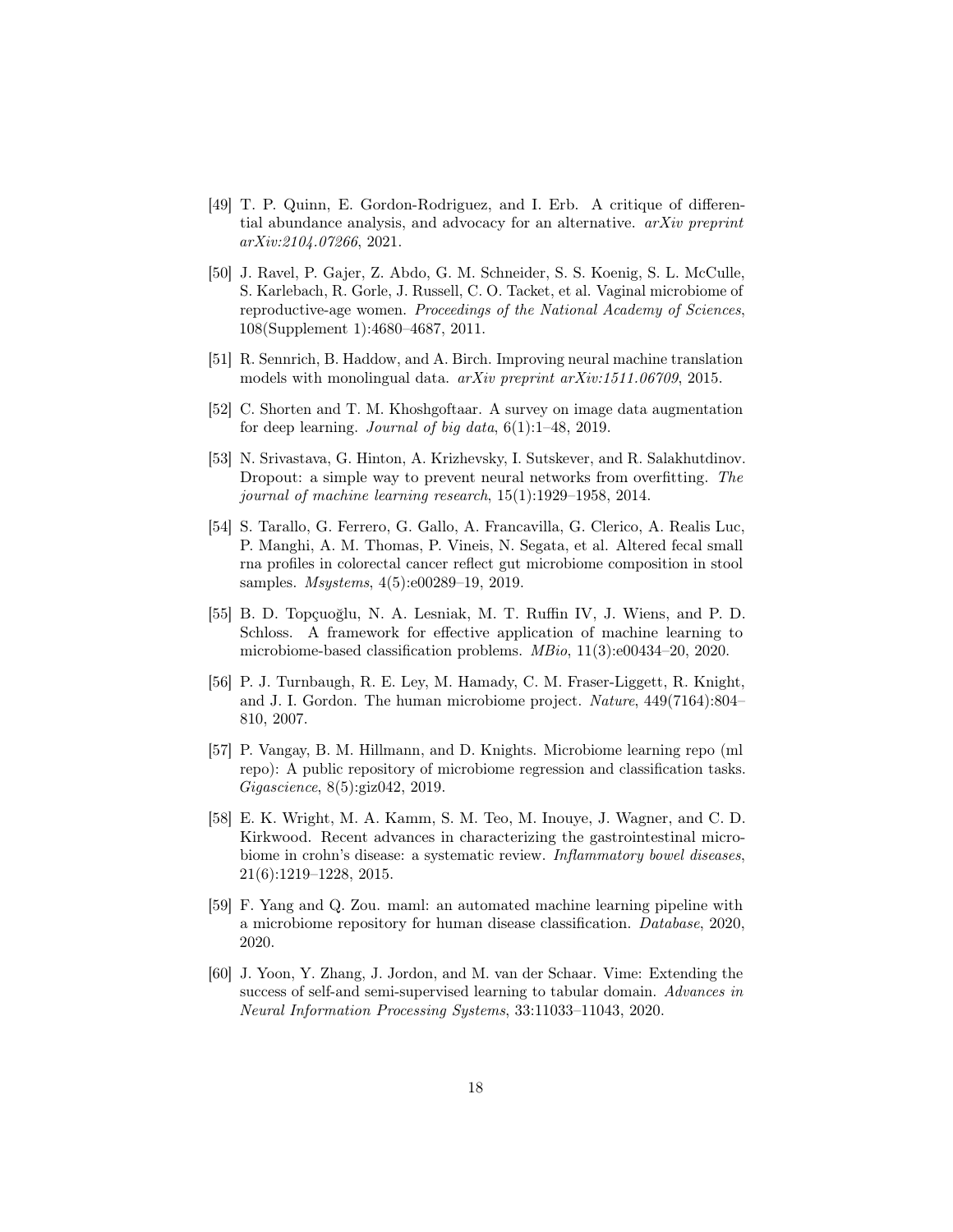[49] T. P. Quinn, E. Gordon-Rodriguez, and I. Erb. A critique of differential abundance analysis, and advocacy for an alternative. *arXiv preprint arXiv:2104.07266*, 2021.

[50] J. Ravel, P. Gajer, Z. Abdo, G. M. Schneider, S. S. Koenig, S. L. McCulle, S. Karlebach, R. Gorle, J. Russell, C. O. Tacket, et al. Vaginal microbiome of reproductive-age women. *Proceedings of the National Academy of Sciences*, 108(Supplement 1):4680–4687, 2011.

[51] R. Sennrich, B. Haddow, and A. Birch. Improving neural machine translation models with monolingual data. *arXiv preprint arXiv:1511.06709*, 2015.

[52] C. Shorten and T. M. Khoshgoftaar. A survey on image data augmentation for deep learning. *Journal of big data*, 6(1):1–48, 2019.

[53] N. Srivastava, G. Hinton, A. Krizhevsky, I. Sutskever, and R. Salakhutdinov. Dropout: a simple way to prevent neural networks from overfitting. *The journal of machine learning research*, 15(1):1929–1958, 2014.

[54] S. Tarallo, G. Ferrero, G. Gallo, A. Francavilla, G. Clerico, A. Realis Luc, P. Manghi, A. M. Thomas, P. Vineis, N. Segata, et al. Altered fecal small rna profiles in colorectal cancer reflect gut microbiome composition in stool samples. *Msystems*, 4(5):e00289–19, 2019.

[55] B. D. Topçuoğlu, N. A. Lesniak, M. T. Ruffin IV, J. Wiens, and P. D. Schloss. A framework for effective application of machine learning to microbiome-based classification problems. *MBio*, 11(3):e00434–20, 2020.

[56] P. J. Turnbaugh, R. E. Ley, M. Hamady, C. M. Fraser-Liggett, R. Knight, and J. I. Gordon. The human microbiome project. *Nature*, 449(7164):804–810, 2007.

[57] P. Vangay, B. M. Hillmann, and D. Knights. Microbiome learning repo (ml repo): A public repository of microbiome regression and classification tasks. *Gigascience*, 8(5):giz042, 2019.

[58] E. K. Wright, M. A. Kamm, S. M. Teo, M. Inouye, J. Wagner, and C. D. Kirkwood. Recent advances in characterizing the gastrointestinal microbiome in crohn's disease: a systematic review. *Inflammatory bowel diseases*, 21(6):1219–1228, 2015.

[59] F. Yang and Q. Zou. maml: an automated machine learning pipeline with a microbiome repository for human disease classification. *Database*, 2020, 2020.

[60] J. Yoon, Y. Zhang, J. Jordon, and M. van der Schaar. Vime: Extending the success of self-and semi-supervised learning to tabular domain. *Advances in Neural Information Processing Systems*, 33:11033–11043, 2020.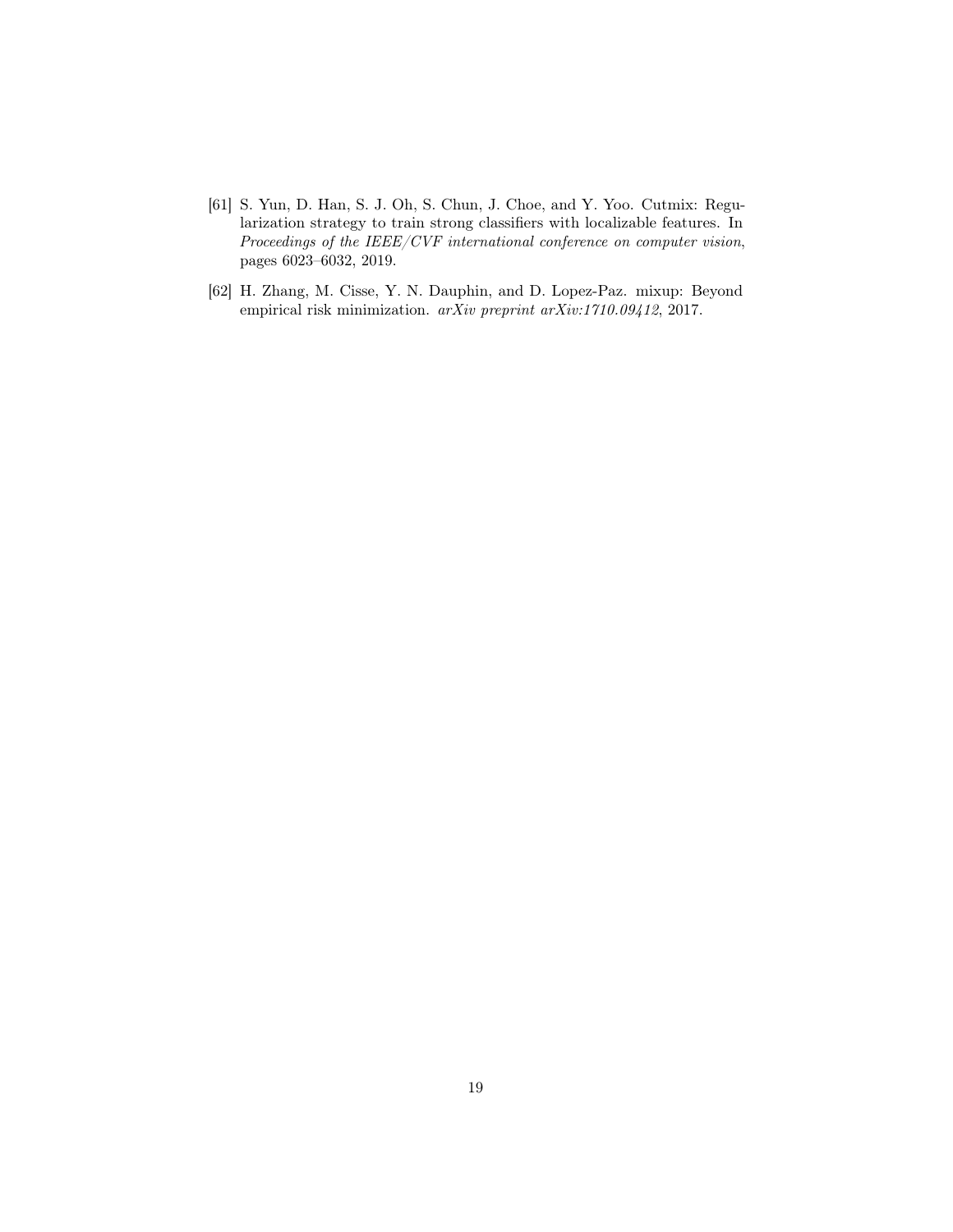[61] S. Yun, D. Han, S. J. Oh, S. Chun, J. Choe, and Y. Yoo. Cutmix: Regularization strategy to train strong classifiers with localizable features. In *Proceedings of the IEEE/CVF international conference on computer vision*, pages 6023–6032, 2019.

[62] H. Zhang, M. Cisse, Y. N. Dauphin, and D. Lopez-Paz. mixup: Beyond empirical risk minimization. *arXiv preprint arXiv:1710.09412*, 2017.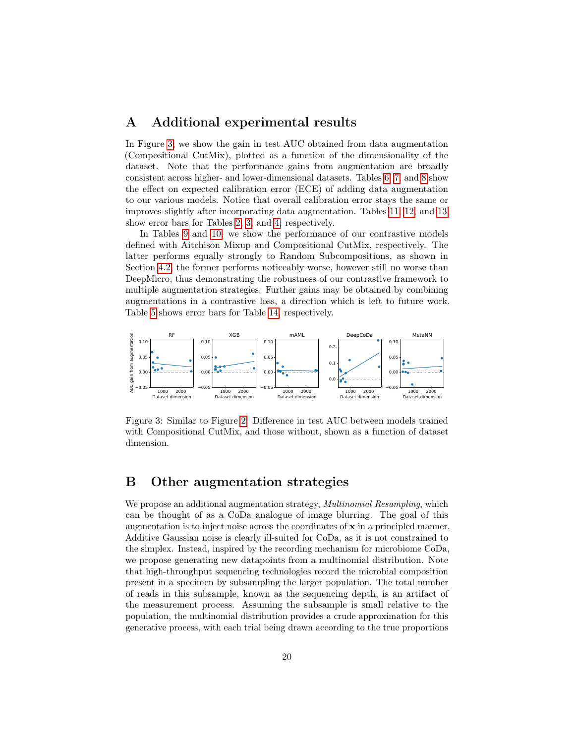# A Additional experimental results

In Figure 3, we show the gain in test AUC obtained from data augmentation (Compositional CutMix), plotted as a function of the dimensionality of the dataset. Note that the performance gains from augmentation are broadly consistent across higher- and lower-dimensional datasets. Tables 6, 7, and 8 show the effect on expected calibration error (ECE) of adding data augmentation to our various models. Notice that overall calibration error stays the same or improves slightly after incorporating data augmentation. Tables 11, 12, and 13 show error bars for Tables 2, 3, and 4, respectively.

In Tables 9 and 10, we show the performance of our contrastive models defined with Aitchison Mixup and Compositional CutMix, respectively. The latter performs equally strongly to Random Subcompositions, as shown in Section 4.2, the former performs noticeably worse, however still no worse than DeepMicro, thus demonstrating the robustness of our contrastive framework to multiple augmentation strategies. Further gains may be obtained by combining augmentations in a contrastive loss, a direction which is left to future work. Table 5 shows error bars for Table 14, respectively.

Figure 3: Similar to Figure 2. Difference in test AUC between models trained with Compositional CutMix, and those without, shown as a function of dataset dimension.

# B Other augmentation strategies

We propose an additional augmentation strategy, *Multinomial Resampling*, which can be thought of as a CoDa analogue of image blurring. The goal of this augmentation is to inject noise across the coordinates of $\mathbf{x}$ in a principled manner. Additive Gaussian noise is clearly ill-suited for CoDa, as it is not constrained to the simplex. Instead, inspired by the recording mechanism for microbiome CoDa, we propose generating new datapoints from a multinomial distribution. Note that high-throughput sequencing technologies record the microbial composition present in a specimen by subsampling the larger population. The total number of reads in this subsample, known as the sequencing depth, is an artifact of the measurement process. Assuming the subsample is small relative to the population, the multinomial distribution provides a crude approximation for this generative process, with each trial being drawn according to the true proportions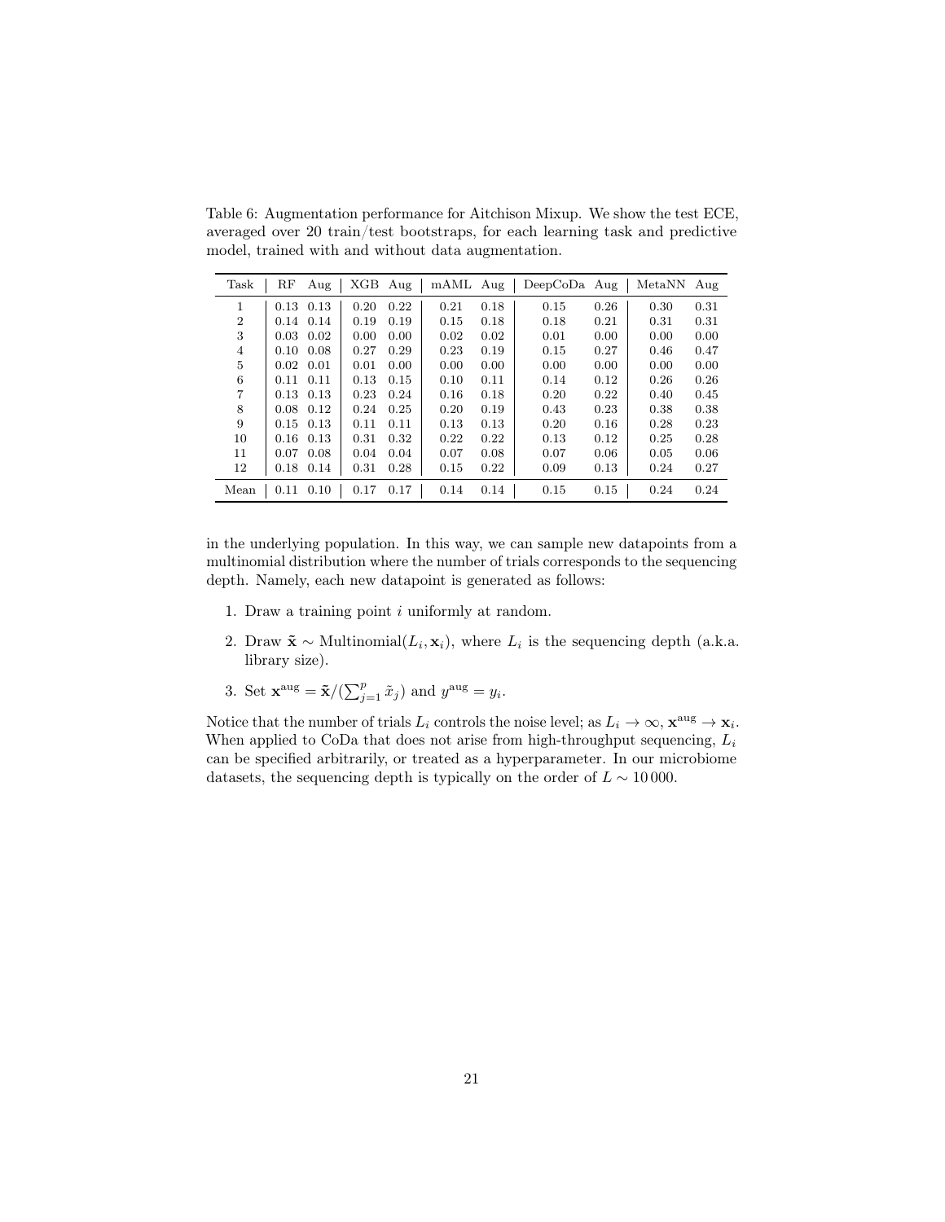Table 6: Augmentation performance for Aitchison Mixup. We show the test ECE, averaged over 20 train/test bootstraps, for each learning task and predictive model, trained with and without data augmentation.

| Task | RF | Aug | XGB | Aug | mAML | Aug | DeepCoDa | Aug | MetaNN | Aug |
|---|---|---|---|---|---|---|---|---|---|---|
| 1 | 0.13 | 0.13 | 0.20 | 0.22 | 0.21 | 0.18 | 0.15 | 0.26 | 0.30 | 0.31 |
| 2 | 0.14 | 0.14 | 0.19 | 0.19 | 0.15 | 0.18 | 0.18 | 0.21 | 0.31 | 0.31 |
| 3 | 0.03 | 0.02 | 0.00 | 0.00 | 0.02 | 0.02 | 0.01 | 0.00 | 0.00 | 0.00 |
| 4 | 0.10 | 0.08 | 0.27 | 0.29 | 0.23 | 0.19 | 0.15 | 0.27 | 0.46 | 0.47 |
| 5 | 0.02 | 0.01 | 0.01 | 0.00 | 0.00 | 0.00 | 0.00 | 0.00 | 0.00 | 0.00 |
| 6 | 0.11 | 0.11 | 0.13 | 0.15 | 0.10 | 0.11 | 0.14 | 0.12 | 0.26 | 0.26 |
| 7 | 0.13 | 0.13 | 0.23 | 0.24 | 0.16 | 0.18 | 0.20 | 0.22 | 0.40 | 0.45 |
| 8 | 0.08 | 0.12 | 0.24 | 0.25 | 0.20 | 0.19 | 0.43 | 0.23 | 0.38 | 0.38 |
| 9 | 0.15 | 0.13 | 0.11 | 0.11 | 0.13 | 0.13 | 0.20 | 0.16 | 0.28 | 0.23 |
| 10 | 0.16 | 0.13 | 0.31 | 0.32 | 0.22 | 0.22 | 0.13 | 0.12 | 0.25 | 0.28 |
| 11 | 0.07 | 0.08 | 0.04 | 0.04 | 0.07 | 0.08 | 0.07 | 0.06 | 0.05 | 0.06 |
| 12 | 0.18 | 0.14 | 0.31 | 0.28 | 0.15 | 0.22 | 0.09 | 0.13 | 0.24 | 0.27 |
| Mean | 0.11 | 0.10 | 0.17 | 0.17 | 0.14 | 0.14 | 0.15 | 0.15 | 0.24 | 0.24 |

in the underlying population. In this way, we can sample new datapoints from a multinomial distribution where the number of trials corresponds to the sequencing depth. Namely, each new datapoint is generated as follows:

1. Draw a training point $i$ uniformly at random.
2. Draw $\tilde{\mathbf{x}} \sim \text{Multinomial}(L_i, \mathbf{x}_i)$, where $L_i$ is the sequencing depth (a.k.a. library size).
3. Set $\mathbf{x}^{\text{aug}} = \tilde{\mathbf{x}} / (\sum_{j=1}^{p} \tilde{x}_j)$ and $y^{\text{aug}} = y_i$.

Notice that the number of trials $L_i$ controls the noise level; as $L_i \to \infty$, $\mathbf{x}^{\text{aug}} \to \mathbf{x}_i$. When applied to CoDa that does not arise from high-throughput sequencing, $L_i$ can be specified arbitrarily, or treated as a hyperparameter. In our microbiome datasets, the sequencing depth is typically on the order of $L \sim 10\,000$.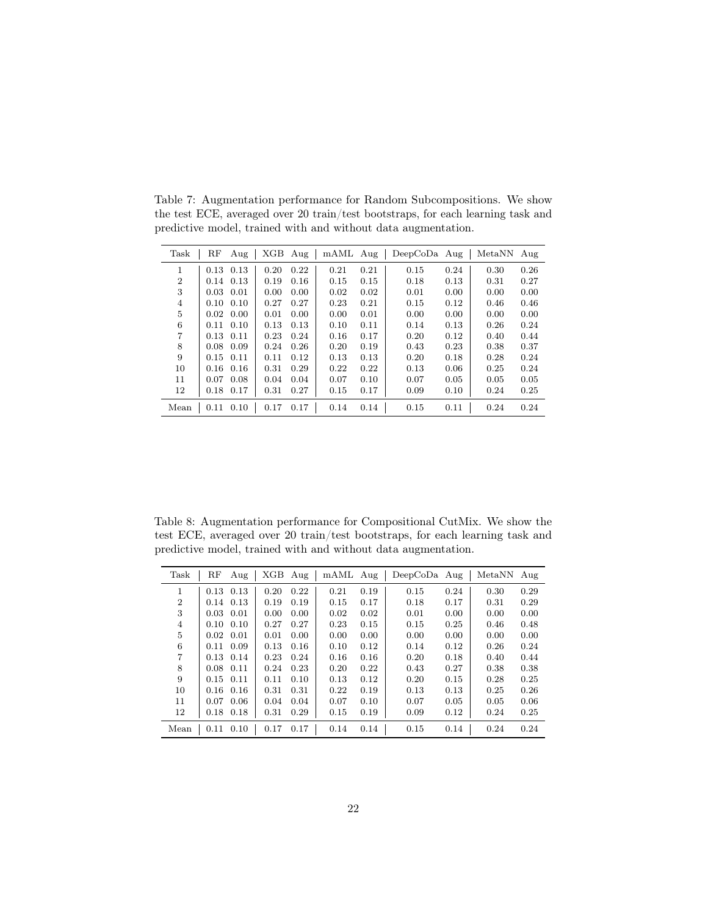Table 7: Augmentation performance for Random Subcompositions. We show the test ECE, averaged over 20 train/test bootstraps, for each learning task and predictive model, trained with and without data augmentation.

| Task | RF | Aug | XGB | Aug | mAML | Aug | DeepCoDa | Aug | MetaNN | Aug |
|---|---|---|---|---|---|---|---|---|---|---|
| 1 | 0.13 | 0.13 | 0.20 | 0.22 | 0.21 | 0.21 | 0.15 | 0.24 | 0.30 | 0.26 |
| 2 | 0.14 | 0.13 | 0.19 | 0.16 | 0.15 | 0.15 | 0.18 | 0.13 | 0.31 | 0.27 |
| 3 | 0.03 | 0.01 | 0.00 | 0.00 | 0.02 | 0.02 | 0.01 | 0.00 | 0.00 | 0.00 |
| 4 | 0.10 | 0.10 | 0.27 | 0.27 | 0.23 | 0.21 | 0.15 | 0.12 | 0.46 | 0.46 |
| 5 | 0.02 | 0.00 | 0.01 | 0.00 | 0.00 | 0.01 | 0.00 | 0.00 | 0.00 | 0.00 |
| 6 | 0.11 | 0.10 | 0.13 | 0.13 | 0.10 | 0.11 | 0.14 | 0.13 | 0.26 | 0.24 |
| 7 | 0.13 | 0.11 | 0.23 | 0.24 | 0.16 | 0.17 | 0.20 | 0.12 | 0.40 | 0.44 |
| 8 | 0.08 | 0.09 | 0.24 | 0.26 | 0.20 | 0.19 | 0.43 | 0.23 | 0.38 | 0.37 |
| 9 | 0.15 | 0.11 | 0.11 | 0.12 | 0.13 | 0.13 | 0.20 | 0.18 | 0.28 | 0.24 |
| 10 | 0.16 | 0.16 | 0.31 | 0.29 | 0.22 | 0.22 | 0.13 | 0.06 | 0.25 | 0.24 |
| 11 | 0.07 | 0.08 | 0.04 | 0.04 | 0.07 | 0.10 | 0.07 | 0.05 | 0.05 | 0.05 |
| 12 | 0.18 | 0.17 | 0.31 | 0.27 | 0.15 | 0.17 | 0.09 | 0.10 | 0.24 | 0.25 |
| Mean | 0.11 | 0.10 | 0.17 | 0.17 | 0.14 | 0.14 | 0.15 | 0.11 | 0.24 | 0.24 |

Table 8: Augmentation performance for Compositional CutMix. We show the test ECE, averaged over 20 train/test bootstraps, for each learning task and predictive model, trained with and without data augmentation.

| Task | RF | Aug | XGB | Aug | mAML | Aug | DeepCoDa | Aug | MetaNN | Aug |
|---|---|---|---|---|---|---|---|---|---|---|
| 1 | 0.13 | 0.13 | 0.20 | 0.22 | 0.21 | 0.19 | 0.15 | 0.24 | 0.30 | 0.29 |
| 2 | 0.14 | 0.13 | 0.19 | 0.19 | 0.15 | 0.17 | 0.18 | 0.17 | 0.31 | 0.29 |
| 3 | 0.03 | 0.01 | 0.00 | 0.00 | 0.02 | 0.02 | 0.01 | 0.00 | 0.00 | 0.00 |
| 4 | 0.10 | 0.10 | 0.27 | 0.27 | 0.23 | 0.15 | 0.15 | 0.25 | 0.46 | 0.48 |
| 5 | 0.02 | 0.01 | 0.01 | 0.00 | 0.00 | 0.00 | 0.00 | 0.00 | 0.00 | 0.00 |
| 6 | 0.11 | 0.09 | 0.13 | 0.16 | 0.10 | 0.12 | 0.14 | 0.12 | 0.26 | 0.24 |
| 7 | 0.13 | 0.14 | 0.23 | 0.24 | 0.16 | 0.16 | 0.20 | 0.18 | 0.40 | 0.44 |
| 8 | 0.08 | 0.11 | 0.24 | 0.23 | 0.20 | 0.22 | 0.43 | 0.27 | 0.38 | 0.38 |
| 9 | 0.15 | 0.11 | 0.11 | 0.10 | 0.13 | 0.12 | 0.20 | 0.15 | 0.28 | 0.25 |
| 10 | 0.16 | 0.16 | 0.31 | 0.31 | 0.22 | 0.19 | 0.13 | 0.13 | 0.25 | 0.26 |
| 11 | 0.07 | 0.06 | 0.04 | 0.04 | 0.07 | 0.10 | 0.07 | 0.05 | 0.05 | 0.06 |
| 12 | 0.18 | 0.18 | 0.31 | 0.29 | 0.15 | 0.19 | 0.09 | 0.12 | 0.24 | 0.25 |
| Mean | 0.11 | 0.10 | 0.17 | 0.17 | 0.14 | 0.14 | 0.15 | 0.14 | 0.24 | 0.24 |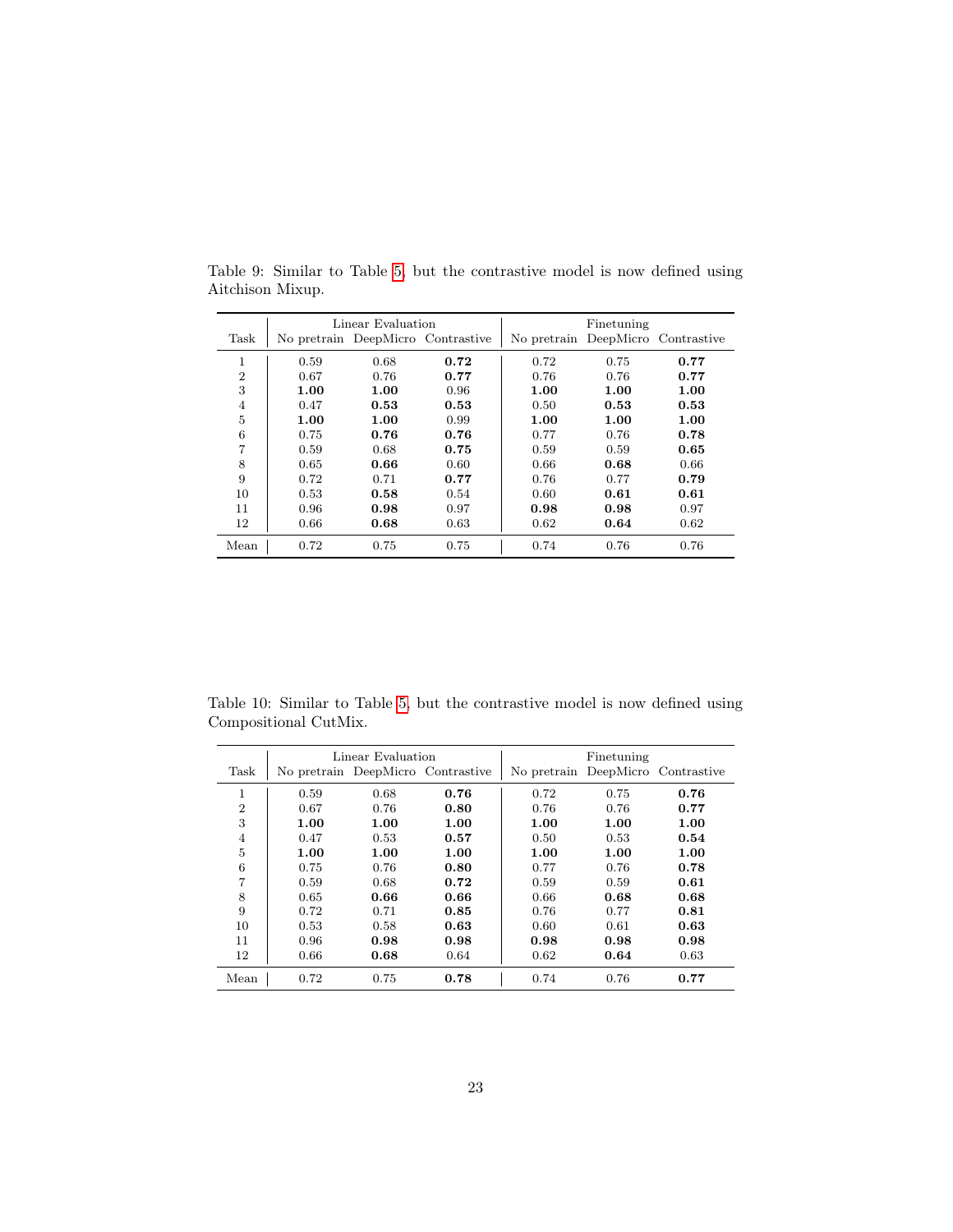Table 9: Similar to Table 5, but the contrastive model is now defined using Aitchison Mixup.

| Task | Linear Evaluation | | | Finetuning | | |
|---|---|---|---|---|---|---|
| | No pretrain | DeepMicro | Contrastive | No pretrain | DeepMicro | Contrastive |
| 1 | 0.59 | 0.68 | **0.72** | 0.72 | 0.75 | **0.77** |
| 2 | 0.67 | 0.76 | **0.77** | 0.76 | 0.76 | **0.77** |
| 3 | **1.00** | **1.00** | 0.96 | **1.00** | **1.00** | **1.00** |
| 4 | 0.47 | **0.53** | **0.53** | 0.50 | **0.53** | **0.53** |
| 5 | **1.00** | **1.00** | 0.99 | **1.00** | **1.00** | **1.00** |
| 6 | 0.75 | **0.76** | **0.76** | 0.77 | 0.76 | **0.78** |
| 7 | 0.59 | 0.68 | **0.75** | 0.59 | 0.59 | **0.65** |
| 8 | 0.65 | **0.66** | 0.60 | 0.66 | **0.68** | 0.66 |
| 9 | 0.72 | 0.71 | **0.77** | 0.76 | 0.77 | **0.79** |
| 10 | 0.53 | **0.58** | 0.54 | 0.60 | **0.61** | **0.61** |
| 11 | 0.96 | **0.98** | 0.97 | **0.98** | **0.98** | 0.97 |
| 12 | 0.66 | **0.68** | 0.63 | 0.62 | **0.64** | 0.62 |
| Mean | 0.72 | 0.75 | 0.75 | 0.74 | 0.76 | 0.76 |

Table 10: Similar to Table 5, but the contrastive model is now defined using Compositional CutMix.

| Task | Linear Evaluation | | | Finetuning | | |
|---|---|---|---|---|---|---|
| | No pretrain | DeepMicro | Contrastive | No pretrain | DeepMicro | Contrastive |
| 1 | 0.59 | 0.68 | **0.76** | 0.72 | 0.75 | **0.76** |
| 2 | 0.67 | 0.76 | **0.80** | 0.76 | 0.76 | **0.77** |
| 3 | **1.00** | **1.00** | **1.00** | **1.00** | **1.00** | **1.00** |
| 4 | 0.47 | 0.53 | **0.57** | 0.50 | 0.53 | **0.54** |
| 5 | **1.00** | **1.00** | **1.00** | **1.00** | **1.00** | **1.00** |
| 6 | 0.75 | 0.76 | **0.80** | 0.77 | 0.76 | **0.78** |
| 7 | 0.59 | 0.68 | **0.72** | 0.59 | 0.59 | **0.61** |
| 8 | 0.65 | **0.66** | **0.66** | 0.66 | **0.68** | **0.68** |
| 9 | 0.72 | 0.71 | **0.85** | 0.76 | 0.77 | **0.81** |
| 10 | 0.53 | 0.58 | **0.63** | 0.60 | 0.61 | **0.63** |
| 11 | 0.96 | **0.98** | **0.98** | **0.98** | **0.98** | **0.98** |
| 12 | 0.66 | **0.68** | 0.64 | 0.62 | **0.64** | 0.63 |
| Mean | 0.72 | 0.75 | **0.78** | 0.74 | 0.76 | **0.77** |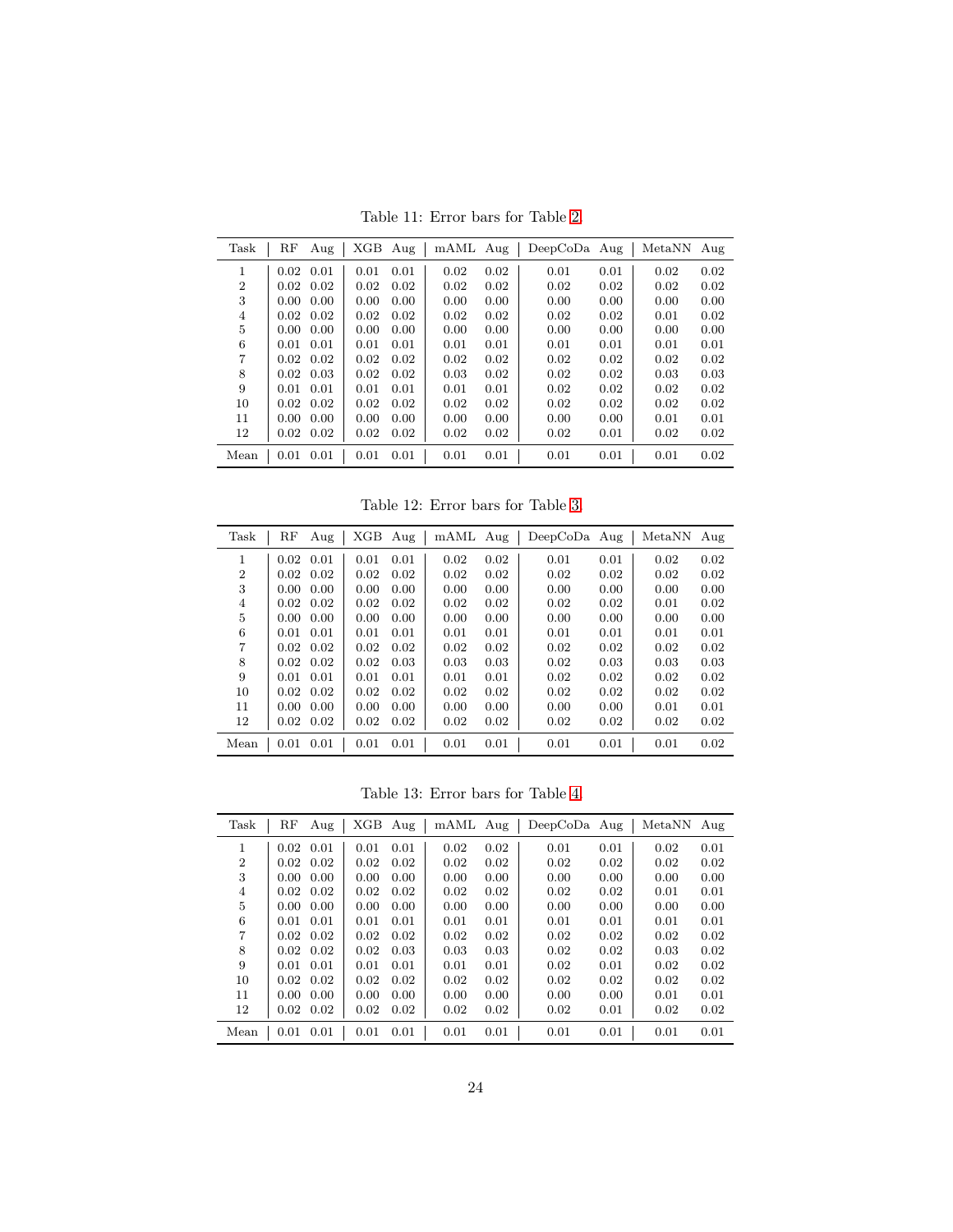Table 11: Error bars for Table 2

| Task | RF | Aug | XGB | Aug | mAML | Aug | DeepCoDa | Aug | MetaNN | Aug |
|---|---|---|---|---|---|---|---|---|---|---|
| 1 | 0.02 | 0.01 | 0.01 | 0.01 | 0.02 | 0.02 | 0.01 | 0.01 | 0.02 | 0.02 |
| 2 | 0.02 | 0.02 | 0.02 | 0.02 | 0.02 | 0.02 | 0.02 | 0.02 | 0.02 | 0.02 |
| 3 | 0.00 | 0.00 | 0.00 | 0.00 | 0.00 | 0.00 | 0.00 | 0.00 | 0.00 | 0.00 |
| 4 | 0.02 | 0.02 | 0.02 | 0.02 | 0.02 | 0.02 | 0.02 | 0.02 | 0.01 | 0.02 |
| 5 | 0.00 | 0.00 | 0.00 | 0.00 | 0.00 | 0.00 | 0.00 | 0.00 | 0.00 | 0.00 |
| 6 | 0.01 | 0.01 | 0.01 | 0.01 | 0.01 | 0.01 | 0.01 | 0.01 | 0.01 | 0.01 |
| 7 | 0.02 | 0.02 | 0.02 | 0.02 | 0.02 | 0.02 | 0.02 | 0.02 | 0.02 | 0.02 |
| 8 | 0.02 | 0.03 | 0.02 | 0.02 | 0.03 | 0.02 | 0.02 | 0.02 | 0.03 | 0.03 |
| 9 | 0.01 | 0.01 | 0.01 | 0.01 | 0.01 | 0.01 | 0.02 | 0.02 | 0.02 | 0.02 |
| 10 | 0.02 | 0.02 | 0.02 | 0.02 | 0.02 | 0.02 | 0.02 | 0.02 | 0.02 | 0.02 |
| 11 | 0.00 | 0.00 | 0.00 | 0.00 | 0.00 | 0.00 | 0.00 | 0.00 | 0.01 | 0.01 |
| 12 | 0.02 | 0.02 | 0.02 | 0.02 | 0.02 | 0.02 | 0.02 | 0.01 | 0.02 | 0.02 |
| Mean | 0.01 | 0.01 | 0.01 | 0.01 | 0.01 | 0.01 | 0.01 | 0.01 | 0.01 | 0.02 |

Table 12: Error bars for Table 3

| Task | RF | Aug | XGB | Aug | mAML | Aug | DeepCoDa | Aug | MetaNN | Aug |
|---|---|---|---|---|---|---|---|---|---|---|
| 1 | 0.02 | 0.01 | 0.01 | 0.01 | 0.02 | 0.02 | 0.01 | 0.01 | 0.02 | 0.02 |
| 2 | 0.02 | 0.02 | 0.02 | 0.02 | 0.02 | 0.02 | 0.02 | 0.02 | 0.02 | 0.02 |
| 3 | 0.00 | 0.00 | 0.00 | 0.00 | 0.00 | 0.00 | 0.00 | 0.00 | 0.00 | 0.00 |
| 4 | 0.02 | 0.02 | 0.02 | 0.02 | 0.02 | 0.02 | 0.02 | 0.02 | 0.01 | 0.02 |
| 5 | 0.00 | 0.00 | 0.00 | 0.00 | 0.00 | 0.00 | 0.00 | 0.00 | 0.00 | 0.00 |
| 6 | 0.01 | 0.01 | 0.01 | 0.01 | 0.01 | 0.01 | 0.01 | 0.01 | 0.01 | 0.01 |
| 7 | 0.02 | 0.02 | 0.02 | 0.02 | 0.02 | 0.02 | 0.02 | 0.02 | 0.02 | 0.02 |
| 8 | 0.02 | 0.02 | 0.02 | 0.03 | 0.03 | 0.03 | 0.02 | 0.03 | 0.03 | 0.03 |
| 9 | 0.01 | 0.01 | 0.01 | 0.01 | 0.01 | 0.01 | 0.02 | 0.02 | 0.02 | 0.02 |
| 10 | 0.02 | 0.02 | 0.02 | 0.02 | 0.02 | 0.02 | 0.02 | 0.02 | 0.02 | 0.02 |
| 11 | 0.00 | 0.00 | 0.00 | 0.00 | 0.00 | 0.00 | 0.00 | 0.00 | 0.01 | 0.01 |
| 12 | 0.02 | 0.02 | 0.02 | 0.02 | 0.02 | 0.02 | 0.02 | 0.02 | 0.02 | 0.02 |
| Mean | 0.01 | 0.01 | 0.01 | 0.01 | 0.01 | 0.01 | 0.01 | 0.01 | 0.01 | 0.02 |

Table 13: Error bars for Table 4

| Task | RF | Aug | XGB | Aug | mAML | Aug | DeepCoDa | Aug | MetaNN | Aug |
|---|---|---|---|---|---|---|---|---|---|---|
| 1 | 0.02 | 0.01 | 0.01 | 0.01 | 0.02 | 0.02 | 0.01 | 0.01 | 0.02 | 0.01 |
| 2 | 0.02 | 0.02 | 0.02 | 0.02 | 0.02 | 0.02 | 0.02 | 0.02 | 0.02 | 0.02 |
| 3 | 0.00 | 0.00 | 0.00 | 0.00 | 0.00 | 0.00 | 0.00 | 0.00 | 0.00 | 0.00 |
| 4 | 0.02 | 0.02 | 0.02 | 0.02 | 0.02 | 0.02 | 0.02 | 0.02 | 0.01 | 0.01 |
| 5 | 0.00 | 0.00 | 0.00 | 0.00 | 0.00 | 0.00 | 0.00 | 0.00 | 0.00 | 0.00 |
| 6 | 0.01 | 0.01 | 0.01 | 0.01 | 0.01 | 0.01 | 0.01 | 0.01 | 0.01 | 0.01 |
| 7 | 0.02 | 0.02 | 0.02 | 0.02 | 0.02 | 0.02 | 0.02 | 0.02 | 0.02 | 0.02 |
| 8 | 0.02 | 0.02 | 0.02 | 0.03 | 0.03 | 0.03 | 0.02 | 0.02 | 0.03 | 0.02 |
| 9 | 0.01 | 0.01 | 0.01 | 0.01 | 0.01 | 0.01 | 0.02 | 0.01 | 0.02 | 0.02 |
| 10 | 0.02 | 0.02 | 0.02 | 0.02 | 0.02 | 0.02 | 0.02 | 0.02 | 0.02 | 0.02 |
| 11 | 0.00 | 0.00 | 0.00 | 0.00 | 0.00 | 0.00 | 0.00 | 0.00 | 0.01 | 0.01 |
| 12 | 0.02 | 0.02 | 0.02 | 0.02 | 0.02 | 0.02 | 0.02 | 0.01 | 0.02 | 0.02 |
| Mean | 0.01 | 0.01 | 0.01 | 0.01 | 0.01 | 0.01 | 0.01 | 0.01 | 0.01 | 0.01 |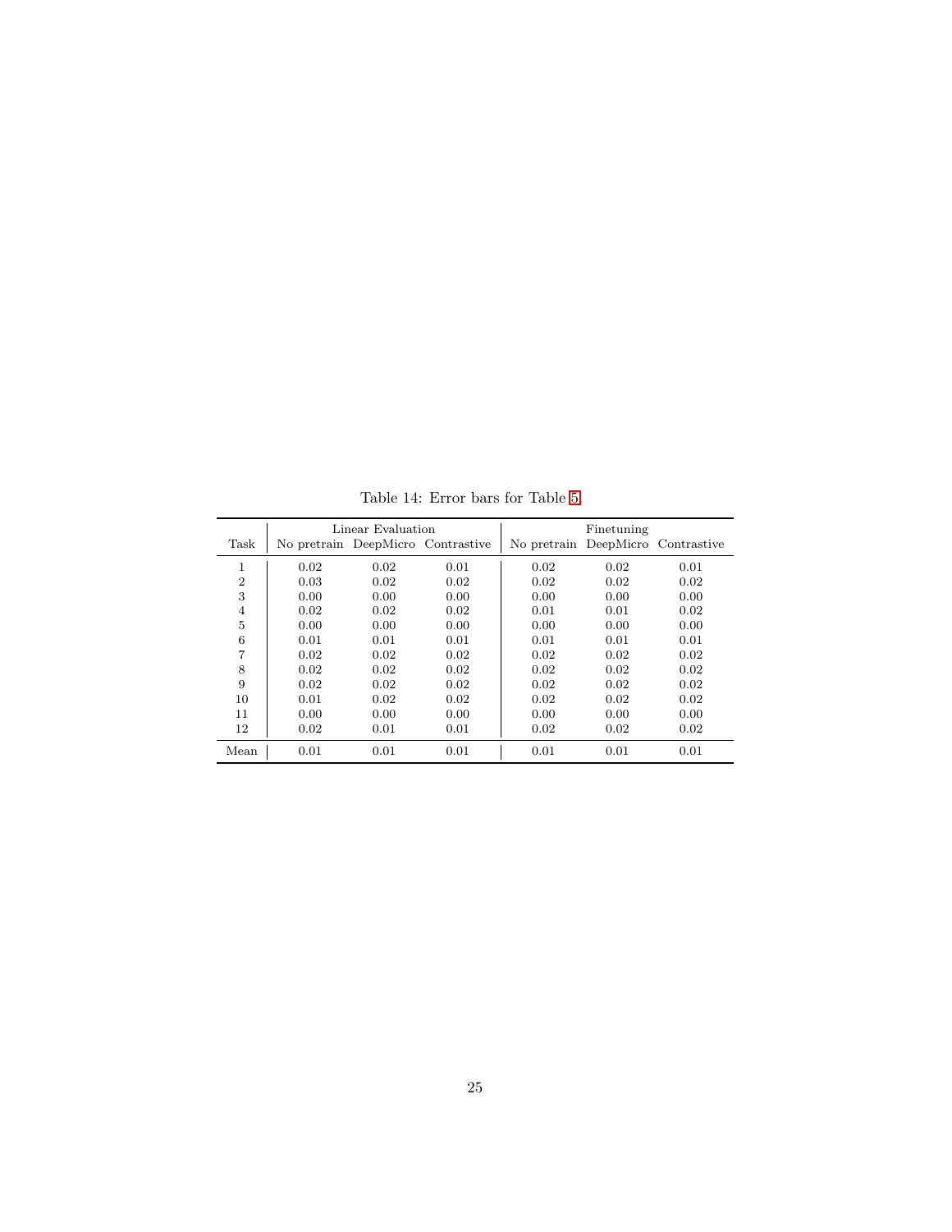Table 14: Error bars for Table 5

| Task | Linear Evaluation | | | Finetuning | | |
|---|---|---|---|---|---|---|
| | No pretrain | DeepMicro | Contrastive | No pretrain | DeepMicro | Contrastive |
| 1 | 0.02 | 0.02 | 0.01 | 0.02 | 0.02 | 0.01 |
| 2 | 0.03 | 0.02 | 0.02 | 0.02 | 0.02 | 0.02 |
| 3 | 0.00 | 0.00 | 0.00 | 0.00 | 0.00 | 0.00 |
| 4 | 0.02 | 0.02 | 0.02 | 0.01 | 0.01 | 0.02 |
| 5 | 0.00 | 0.00 | 0.00 | 0.00 | 0.00 | 0.00 |
| 6 | 0.01 | 0.01 | 0.01 | 0.01 | 0.01 | 0.01 |
| 7 | 0.02 | 0.02 | 0.02 | 0.02 | 0.02 | 0.02 |
| 8 | 0.02 | 0.02 | 0.02 | 0.02 | 0.02 | 0.02 |
| 9 | 0.02 | 0.02 | 0.02 | 0.02 | 0.02 | 0.02 |
| 10 | 0.01 | 0.02 | 0.02 | 0.02 | 0.02 | 0.02 |
| 11 | 0.00 | 0.00 | 0.00 | 0.00 | 0.00 | 0.00 |
| 12 | 0.02 | 0.01 | 0.01 | 0.02 | 0.02 | 0.02 |
| Mean | 0.01 | 0.01 | 0.01 | 0.01 | 0.01 | 0.01 |